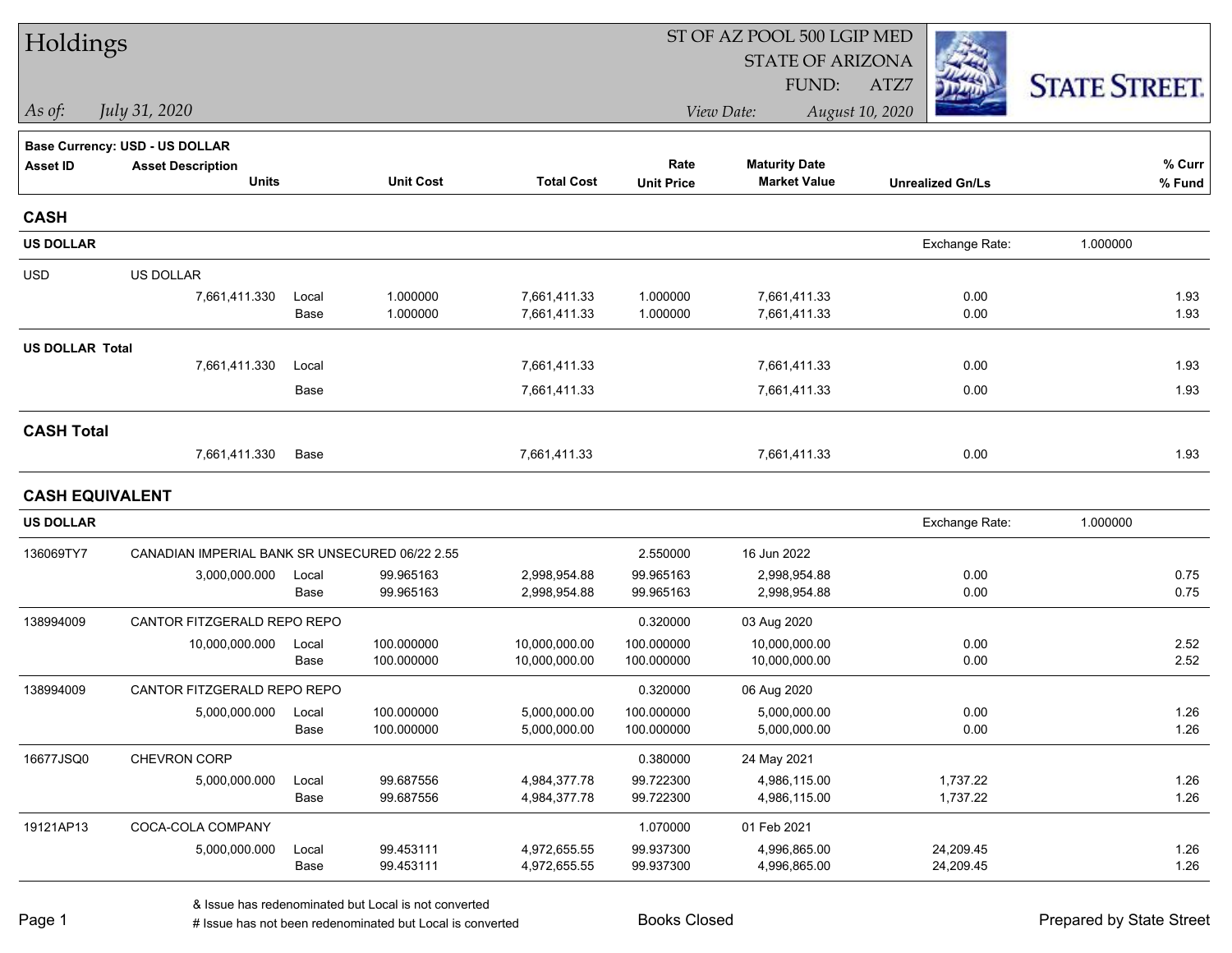# Holdings

ST OF AZ POOL 500 LGIP MED
STATE OF ARIZONA
FUND: ATZ7

*As of:* *July 31, 2020*

*View Date:* *August 10, 2020*

STATE STREET.

**Base Currency: USD - US DOLLAR**

| Asset ID | Asset Description / Units | | Unit Cost | Total Cost | Rate / Unit Price | Maturity Date / Market Value | Unrealized Gn/Ls | % Curr / % Fund |
|---|---|---|---|---|---|---|---|---|
| **CASH** | | | | | | | | |
| **US DOLLAR** | | | | | | | Exchange Rate: 1.000000 | |
| USD | US DOLLAR | | | | | | | |
| | 7,661,411.330 | Local | 1.000000 | 7,661,411.33 | 1.000000 | 7,661,411.33 | 0.00 | 1.93 |
| | | Base | 1.000000 | 7,661,411.33 | 1.000000 | 7,661,411.33 | 0.00 | 1.93 |
| **US DOLLAR Total** | | | | | | | | |
| | 7,661,411.330 | Local | | 7,661,411.33 | | 7,661,411.33 | 0.00 | 1.93 |
| | | Base | | 7,661,411.33 | | 7,661,411.33 | 0.00 | 1.93 |
| **CASH Total** | | | | | | | | |
| | 7,661,411.330 | Base | | 7,661,411.33 | | 7,661,411.33 | 0.00 | 1.93 |
| **CASH EQUIVALENT** | | | | | | | | |
| **US DOLLAR** | | | | | | | Exchange Rate: 1.000000 | |
| 136069TY7 | CANADIAN IMPERIAL BANK SR UNSECURED 06/22 2.55 | | | | 2.550000 | 16 Jun 2022 | | |
| | 3,000,000.000 | Local | 99.965163 | 2,998,954.88 | 99.965163 | 2,998,954.88 | 0.00 | 0.75 |
| | | Base | 99.965163 | 2,998,954.88 | 99.965163 | 2,998,954.88 | 0.00 | 0.75 |
| 138994009 | CANTOR FITZGERALD REPO REPO | | | | 0.320000 | 03 Aug 2020 | | |
| | 10,000,000.000 | Local | 100.000000 | 10,000,000.00 | 100.000000 | 10,000,000.00 | 0.00 | 2.52 |
| | | Base | 100.000000 | 10,000,000.00 | 100.000000 | 10,000,000.00 | 0.00 | 2.52 |
| 138994009 | CANTOR FITZGERALD REPO REPO | | | | 0.320000 | 06 Aug 2020 | | |
| | 5,000,000.000 | Local | 100.000000 | 5,000,000.00 | 100.000000 | 5,000,000.00 | 0.00 | 1.26 |
| | | Base | 100.000000 | 5,000,000.00 | 100.000000 | 5,000,000.00 | 0.00 | 1.26 |
| 16677JSQ0 | CHEVRON CORP | | | | 0.380000 | 24 May 2021 | | |
| | 5,000,000.000 | Local | 99.687556 | 4,984,377.78 | 99.722300 | 4,986,115.00 | 1,737.22 | 1.26 |
| | | Base | 99.687556 | 4,984,377.78 | 99.722300 | 4,986,115.00 | 1,737.22 | 1.26 |
| 19121AP13 | COCA-COLA COMPANY | | | | 1.070000 | 01 Feb 2021 | | |
| | 5,000,000.000 | Local | 99.453111 | 4,972,655.55 | 99.937300 | 4,996,865.00 | 24,209.45 | 1.26 |
| | | Base | 99.453111 | 4,972,655.55 | 99.937300 | 4,996,865.00 | 24,209.45 | 1.26 |

& Issue has redenominated but Local is not converted
# Issue has not been redenominated but Local is converted

Books Closed

Prepared by State Street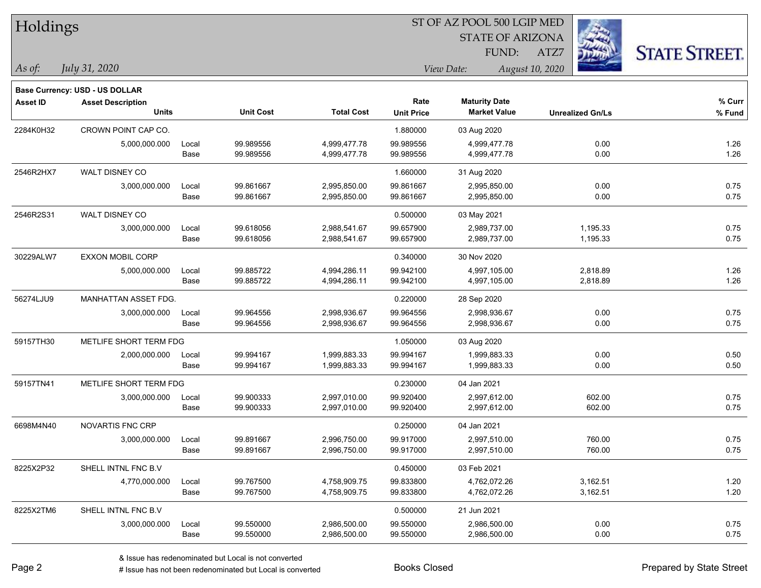# Holdings

ST OF AZ POOL 500 LGIP MED
STATE OF ARIZONA
FUND: ATZ7

*As of: July 31, 2020*

*View Date: August 10, 2020*

**Base Currency: USD - US DOLLAR**

| Asset ID | Asset Description / Units | | Unit Cost | Total Cost | Rate / Unit Price | Maturity Date / Market Value | Unrealized Gn/Ls | % Curr / % Fund |
|---|---|---|---|---|---|---|---|---|
| 2284K0H32 | CROWN POINT CAP CO. | | | | 1.880000 | 03 Aug 2020 | | |
| | 5,000,000.000 | Local | 99.989556 | 4,999,477.78 | 99.989556 | 4,999,477.78 | 0.00 | 1.26 |
| | | Base | 99.989556 | 4,999,477.78 | 99.989556 | 4,999,477.78 | 0.00 | 1.26 |
| 2546R2HX7 | WALT DISNEY CO | | | | 1.660000 | 31 Aug 2020 | | |
| | 3,000,000.000 | Local | 99.861667 | 2,995,850.00 | 99.861667 | 2,995,850.00 | 0.00 | 0.75 |
| | | Base | 99.861667 | 2,995,850.00 | 99.861667 | 2,995,850.00 | 0.00 | 0.75 |
| 2546R2S31 | WALT DISNEY CO | | | | 0.500000 | 03 May 2021 | | |
| | 3,000,000.000 | Local | 99.618056 | 2,988,541.67 | 99.657900 | 2,989,737.00 | 1,195.33 | 0.75 |
| | | Base | 99.618056 | 2,988,541.67 | 99.657900 | 2,989,737.00 | 1,195.33 | 0.75 |
| 30229ALW7 | EXXON MOBIL CORP | | | | 0.340000 | 30 Nov 2020 | | |
| | 5,000,000.000 | Local | 99.885722 | 4,994,286.11 | 99.942100 | 4,997,105.00 | 2,818.89 | 1.26 |
| | | Base | 99.885722 | 4,994,286.11 | 99.942100 | 4,997,105.00 | 2,818.89 | 1.26 |
| 56274LJU9 | MANHATTAN ASSET FDG. | | | | 0.220000 | 28 Sep 2020 | | |
| | 3,000,000.000 | Local | 99.964556 | 2,998,936.67 | 99.964556 | 2,998,936.67 | 0.00 | 0.75 |
| | | Base | 99.964556 | 2,998,936.67 | 99.964556 | 2,998,936.67 | 0.00 | 0.75 |
| 59157TH30 | METLIFE SHORT TERM FDG | | | | 1.050000 | 03 Aug 2020 | | |
| | 2,000,000.000 | Local | 99.994167 | 1,999,883.33 | 99.994167 | 1,999,883.33 | 0.00 | 0.50 |
| | | Base | 99.994167 | 1,999,883.33 | 99.994167 | 1,999,883.33 | 0.00 | 0.50 |
| 59157TN41 | METLIFE SHORT TERM FDG | | | | 0.230000 | 04 Jan 2021 | | |
| | 3,000,000.000 | Local | 99.900333 | 2,997,010.00 | 99.920400 | 2,997,612.00 | 602.00 | 0.75 |
| | | Base | 99.900333 | 2,997,010.00 | 99.920400 | 2,997,612.00 | 602.00 | 0.75 |
| 6698M4N40 | NOVARTIS FNC CRP | | | | 0.250000 | 04 Jan 2021 | | |
| | 3,000,000.000 | Local | 99.891667 | 2,996,750.00 | 99.917000 | 2,997,510.00 | 760.00 | 0.75 |
| | | Base | 99.891667 | 2,996,750.00 | 99.917000 | 2,997,510.00 | 760.00 | 0.75 |
| 8225X2P32 | SHELL INTNL FNC B.V | | | | 0.450000 | 03 Feb 2021 | | |
| | 4,770,000.000 | Local | 99.767500 | 4,758,909.75 | 99.833800 | 4,762,072.26 | 3,162.51 | 1.20 |
| | | Base | 99.767500 | 4,758,909.75 | 99.833800 | 4,762,072.26 | 3,162.51 | 1.20 |
| 8225X2TM6 | SHELL INTNL FNC B.V | | | | 0.500000 | 21 Jun 2021 | | |
| | 3,000,000.000 | Local | 99.550000 | 2,986,500.00 | 99.550000 | 2,986,500.00 | 0.00 | 0.75 |
| | | Base | 99.550000 | 2,986,500.00 | 99.550000 | 2,986,500.00 | 0.00 | 0.75 |

& Issue has redenominated but Local is not converted

# Issue has not been redenominated but Local is converted

Books Closed

Prepared by State Street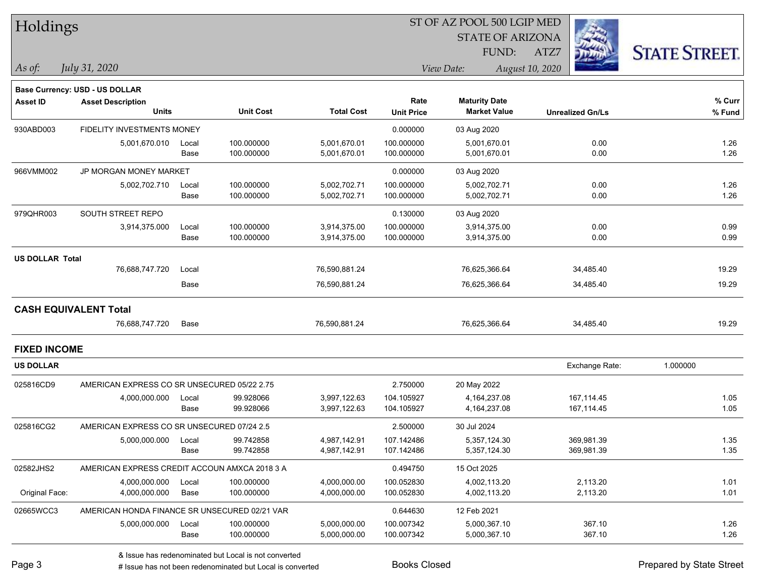# Holdings

ST OF AZ POOL 500 LGIP MED
STATE OF ARIZONA
FUND: ATZ7

*As of:* *July 31, 2020*

*View Date:* *August 10, 2020*

**Base Currency: USD - US DOLLAR**

| Asset ID | Asset Description / Units | | Unit Cost | Total Cost | Rate / Unit Price | Maturity Date / Market Value | Unrealized Gn/Ls | % Curr / % Fund |
|---|---|---|---|---|---|---|---|---|
| 930ABD003 | FIDELITY INVESTMENTS MONEY | | | | 0.000000 | 03 Aug 2020 | | |
| | 5,001,670.010 | Local | 100.000000 | 5,001,670.01 | 100.000000 | 5,001,670.01 | 0.00 | 1.26 |
| | | Base | 100.000000 | 5,001,670.01 | 100.000000 | 5,001,670.01 | 0.00 | 1.26 |
| 966VMM002 | JP MORGAN MONEY MARKET | | | | 0.000000 | 03 Aug 2020 | | |
| | 5,002,702.710 | Local | 100.000000 | 5,002,702.71 | 100.000000 | 5,002,702.71 | 0.00 | 1.26 |
| | | Base | 100.000000 | 5,002,702.71 | 100.000000 | 5,002,702.71 | 0.00 | 1.26 |
| 979QHR003 | SOUTH STREET REPO | | | | 0.130000 | 03 Aug 2020 | | |
| | 3,914,375.000 | Local | 100.000000 | 3,914,375.00 | 100.000000 | 3,914,375.00 | 0.00 | 0.99 |
| | | Base | 100.000000 | 3,914,375.00 | 100.000000 | 3,914,375.00 | 0.00 | 0.99 |
| **US DOLLAR Total** | | | | | | | | |
| | 76,688,747.720 | Local | | 76,590,881.24 | | 76,625,366.64 | 34,485.40 | 19.29 |
| | | Base | | 76,590,881.24 | | 76,625,366.64 | 34,485.40 | 19.29 |

## CASH EQUIVALENT Total

| | Units | | | Total Cost | | Market Value | Unrealized Gn/Ls | % Fund |
|---|---|---|---|---|---|---|---|---|
| | 76,688,747.720 | Base | | 76,590,881.24 | | 76,625,366.64 | 34,485.40 | 19.29 |

## FIXED INCOME

**US DOLLAR** — Exchange Rate: 1.000000

| Asset ID | Asset Description / Units | | Unit Cost | Total Cost | Rate / Unit Price | Maturity Date / Market Value | Unrealized Gn/Ls | % Curr / % Fund |
|---|---|---|---|---|---|---|---|---|
| 025816CD9 | AMERICAN EXPRESS CO SR UNSECURED 05/22 2.75 | | | | 2.750000 | 20 May 2022 | | |
| | 4,000,000.000 | Local | 99.928066 | 3,997,122.63 | 104.105927 | 4,164,237.08 | 167,114.45 | 1.05 |
| | | Base | 99.928066 | 3,997,122.63 | 104.105927 | 4,164,237.08 | 167,114.45 | 1.05 |
| 025816CG2 | AMERICAN EXPRESS CO SR UNSECURED 07/24 2.5 | | | | 2.500000 | 30 Jul 2024 | | |
| | 5,000,000.000 | Local | 99.742858 | 4,987,142.91 | 107.142486 | 5,357,124.30 | 369,981.39 | 1.35 |
| | | Base | 99.742858 | 4,987,142.91 | 107.142486 | 5,357,124.30 | 369,981.39 | 1.35 |
| 02582JHS2 | AMERICAN EXPRESS CREDIT ACCOUN AMXCA 2018 3 A | | | | 0.494750 | 15 Oct 2025 | | |
| | 4,000,000.000 | Local | 100.000000 | 4,000,000.00 | 100.052830 | 4,002,113.20 | 2,113.20 | 1.01 |
| Original Face: | 4,000,000.000 | Base | 100.000000 | 4,000,000.00 | 100.052830 | 4,002,113.20 | 2,113.20 | 1.01 |
| 02665WCC3 | AMERICAN HONDA FINANCE SR UNSECURED 02/21 VAR | | | | 0.644630 | 12 Feb 2021 | | |
| | 5,000,000.000 | Local | 100.000000 | 5,000,000.00 | 100.007342 | 5,000,367.10 | 367.10 | 1.26 |
| | | Base | 100.000000 | 5,000,000.00 | 100.007342 | 5,000,367.10 | 367.10 | 1.26 |

& Issue has redenominated but Local is not converted
# Issue has not been redenominated but Local is converted

Books Closed

Prepared by State Street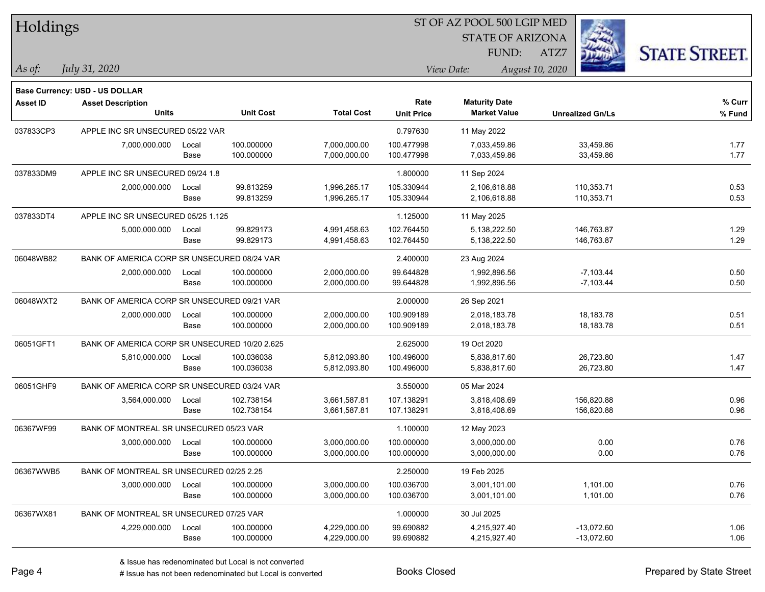# Holdings

ST OF AZ POOL 500 LGIP MED
STATE OF ARIZONA
FUND: ATZ7

*As of:* *July 31, 2020*

*View Date:* *August 10, 2020*

**Base Currency: USD - US DOLLAR**

| Asset ID | Asset Description / Units | | Unit Cost | Total Cost | Rate / Unit Price | Maturity Date / Market Value | Unrealized Gn/Ls | % Curr / % Fund |
|---|---|---|---|---|---|---|---|---|
| 037833CP3 | APPLE INC SR UNSECURED 05/22 VAR | | | | 0.797630 | 11 May 2022 | | |
| | 7,000,000.000 | Local | 100.000000 | 7,000,000.00 | 100.477998 | 7,033,459.86 | 33,459.86 | 1.77 |
| | | Base | 100.000000 | 7,000,000.00 | 100.477998 | 7,033,459.86 | 33,459.86 | 1.77 |
| 037833DM9 | APPLE INC SR UNSECURED 09/24 1.8 | | | | 1.800000 | 11 Sep 2024 | | |
| | 2,000,000.000 | Local | 99.813259 | 1,996,265.17 | 105.330944 | 2,106,618.88 | 110,353.71 | 0.53 |
| | | Base | 99.813259 | 1,996,265.17 | 105.330944 | 2,106,618.88 | 110,353.71 | 0.53 |
| 037833DT4 | APPLE INC SR UNSECURED 05/25 1.125 | | | | 1.125000 | 11 May 2025 | | |
| | 5,000,000.000 | Local | 99.829173 | 4,991,458.63 | 102.764450 | 5,138,222.50 | 146,763.87 | 1.29 |
| | | Base | 99.829173 | 4,991,458.63 | 102.764450 | 5,138,222.50 | 146,763.87 | 1.29 |
| 06048WB82 | BANK OF AMERICA CORP SR UNSECURED 08/24 VAR | | | | 2.400000 | 23 Aug 2024 | | |
| | 2,000,000.000 | Local | 100.000000 | 2,000,000.00 | 99.644828 | 1,992,896.56 | -7,103.44 | 0.50 |
| | | Base | 100.000000 | 2,000,000.00 | 99.644828 | 1,992,896.56 | -7,103.44 | 0.50 |
| 06048WXT2 | BANK OF AMERICA CORP SR UNSECURED 09/21 VAR | | | | 2.000000 | 26 Sep 2021 | | |
| | 2,000,000.000 | Local | 100.000000 | 2,000,000.00 | 100.909189 | 2,018,183.78 | 18,183.78 | 0.51 |
| | | Base | 100.000000 | 2,000,000.00 | 100.909189 | 2,018,183.78 | 18,183.78 | 0.51 |
| 06051GFT1 | BANK OF AMERICA CORP SR UNSECURED 10/20 2.625 | | | | 2.625000 | 19 Oct 2020 | | |
| | 5,810,000.000 | Local | 100.036038 | 5,812,093.80 | 100.496000 | 5,838,817.60 | 26,723.80 | 1.47 |
| | | Base | 100.036038 | 5,812,093.80 | 100.496000 | 5,838,817.60 | 26,723.80 | 1.47 |
| 06051GHF9 | BANK OF AMERICA CORP SR UNSECURED 03/24 VAR | | | | 3.550000 | 05 Mar 2024 | | |
| | 3,564,000.000 | Local | 102.738154 | 3,661,587.81 | 107.138291 | 3,818,408.69 | 156,820.88 | 0.96 |
| | | Base | 102.738154 | 3,661,587.81 | 107.138291 | 3,818,408.69 | 156,820.88 | 0.96 |
| 06367WF99 | BANK OF MONTREAL SR UNSECURED 05/23 VAR | | | | 1.100000 | 12 May 2023 | | |
| | 3,000,000.000 | Local | 100.000000 | 3,000,000.00 | 100.000000 | 3,000,000.00 | 0.00 | 0.76 |
| | | Base | 100.000000 | 3,000,000.00 | 100.000000 | 3,000,000.00 | 0.00 | 0.76 |
| 06367WWB5 | BANK OF MONTREAL SR UNSECURED 02/25 2.25 | | | | 2.250000 | 19 Feb 2025 | | |
| | 3,000,000.000 | Local | 100.000000 | 3,000,000.00 | 100.036700 | 3,001,101.00 | 1,101.00 | 0.76 |
| | | Base | 100.000000 | 3,000,000.00 | 100.036700 | 3,001,101.00 | 1,101.00 | 0.76 |
| 06367WX81 | BANK OF MONTREAL SR UNSECURED 07/25 VAR | | | | 1.000000 | 30 Jul 2025 | | |
| | 4,229,000.000 | Local | 100.000000 | 4,229,000.00 | 99.690882 | 4,215,927.40 | -13,072.60 | 1.06 |
| | | Base | 100.000000 | 4,229,000.00 | 99.690882 | 4,215,927.40 | -13,072.60 | 1.06 |

& Issue has redenominated but Local is not converted
# Issue has not been redenominated but Local is converted

Books Closed

Prepared by State Street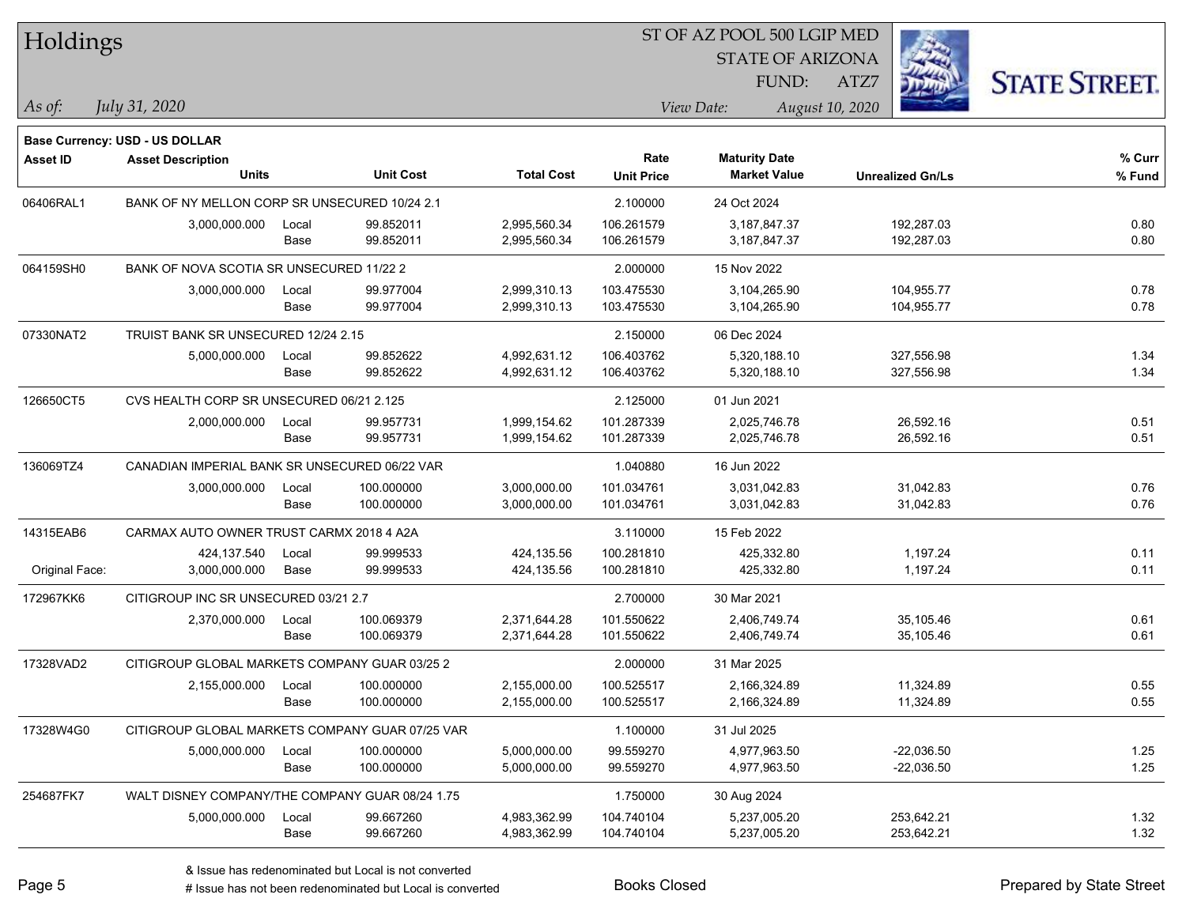# Holdings

ST OF AZ POOL 500 LGIP MED
STATE OF ARIZONA
FUND: ATZ7

*As of:* *July 31, 2020*

*View Date:* *August 10, 2020*

**Base Currency: USD - US DOLLAR**

| Asset ID | Asset Description / Units | | Unit Cost | Total Cost | Rate / Unit Price | Maturity Date / Market Value | Unrealized Gn/Ls | % Curr / % Fund |
|---|---|---|---|---|---|---|---|---|
| 06406RAL1 | BANK OF NY MELLON CORP SR UNSECURED 10/24 2.1 | | | | 2.100000 | 24 Oct 2024 | | |
| | 3,000,000.000 | Local | 99.852011 | 2,995,560.34 | 106.261579 | 3,187,847.37 | 192,287.03 | 0.80 |
| | | Base | 99.852011 | 2,995,560.34 | 106.261579 | 3,187,847.37 | 192,287.03 | 0.80 |
| 064159SH0 | BANK OF NOVA SCOTIA SR UNSECURED 11/22 2 | | | | 2.000000 | 15 Nov 2022 | | |
| | 3,000,000.000 | Local | 99.977004 | 2,999,310.13 | 103.475530 | 3,104,265.90 | 104,955.77 | 0.78 |
| | | Base | 99.977004 | 2,999,310.13 | 103.475530 | 3,104,265.90 | 104,955.77 | 0.78 |
| 07330NAT2 | TRUIST BANK SR UNSECURED 12/24 2.15 | | | | 2.150000 | 06 Dec 2024 | | |
| | 5,000,000.000 | Local | 99.852622 | 4,992,631.12 | 106.403762 | 5,320,188.10 | 327,556.98 | 1.34 |
| | | Base | 99.852622 | 4,992,631.12 | 106.403762 | 5,320,188.10 | 327,556.98 | 1.34 |
| 126650CT5 | CVS HEALTH CORP SR UNSECURED 06/21 2.125 | | | | 2.125000 | 01 Jun 2021 | | |
| | 2,000,000.000 | Local | 99.957731 | 1,999,154.62 | 101.287339 | 2,025,746.78 | 26,592.16 | 0.51 |
| | | Base | 99.957731 | 1,999,154.62 | 101.287339 | 2,025,746.78 | 26,592.16 | 0.51 |
| 136069TZ4 | CANADIAN IMPERIAL BANK SR UNSECURED 06/22 VAR | | | | 1.040880 | 16 Jun 2022 | | |
| | 3,000,000.000 | Local | 100.000000 | 3,000,000.00 | 101.034761 | 3,031,042.83 | 31,042.83 | 0.76 |
| | | Base | 100.000000 | 3,000,000.00 | 101.034761 | 3,031,042.83 | 31,042.83 | 0.76 |
| 14315EAB6 | CARMAX AUTO OWNER TRUST CARMX 2018 4 A2A | | | | 3.110000 | 15 Feb 2022 | | |
| | 424,137.540 | Local | 99.999533 | 424,135.56 | 100.281810 | 425,332.80 | 1,197.24 | 0.11 |
| Original Face: | 3,000,000.000 | Base | 99.999533 | 424,135.56 | 100.281810 | 425,332.80 | 1,197.24 | 0.11 |
| 172967KK6 | CITIGROUP INC SR UNSECURED 03/21 2.7 | | | | 2.700000 | 30 Mar 2021 | | |
| | 2,370,000.000 | Local | 100.069379 | 2,371,644.28 | 101.550622 | 2,406,749.74 | 35,105.46 | 0.61 |
| | | Base | 100.069379 | 2,371,644.28 | 101.550622 | 2,406,749.74 | 35,105.46 | 0.61 |
| 17328VAD2 | CITIGROUP GLOBAL MARKETS COMPANY GUAR 03/25 2 | | | | 2.000000 | 31 Mar 2025 | | |
| | 2,155,000.000 | Local | 100.000000 | 2,155,000.00 | 100.525517 | 2,166,324.89 | 11,324.89 | 0.55 |
| | | Base | 100.000000 | 2,155,000.00 | 100.525517 | 2,166,324.89 | 11,324.89 | 0.55 |
| 17328W4G0 | CITIGROUP GLOBAL MARKETS COMPANY GUAR 07/25 VAR | | | | 1.100000 | 31 Jul 2025 | | |
| | 5,000,000.000 | Local | 100.000000 | 5,000,000.00 | 99.559270 | 4,977,963.50 | -22,036.50 | 1.25 |
| | | Base | 100.000000 | 5,000,000.00 | 99.559270 | 4,977,963.50 | -22,036.50 | 1.25 |
| 254687FK7 | WALT DISNEY COMPANY/THE COMPANY GUAR 08/24 1.75 | | | | 1.750000 | 30 Aug 2024 | | |
| | 5,000,000.000 | Local | 99.667260 | 4,983,362.99 | 104.740104 | 5,237,005.20 | 253,642.21 | 1.32 |
| | | Base | 99.667260 | 4,983,362.99 | 104.740104 | 5,237,005.20 | 253,642.21 | 1.32 |

& Issue has redenominated but Local is not converted
# Issue has not been redenominated but Local is converted

Books Closed

Prepared by State Street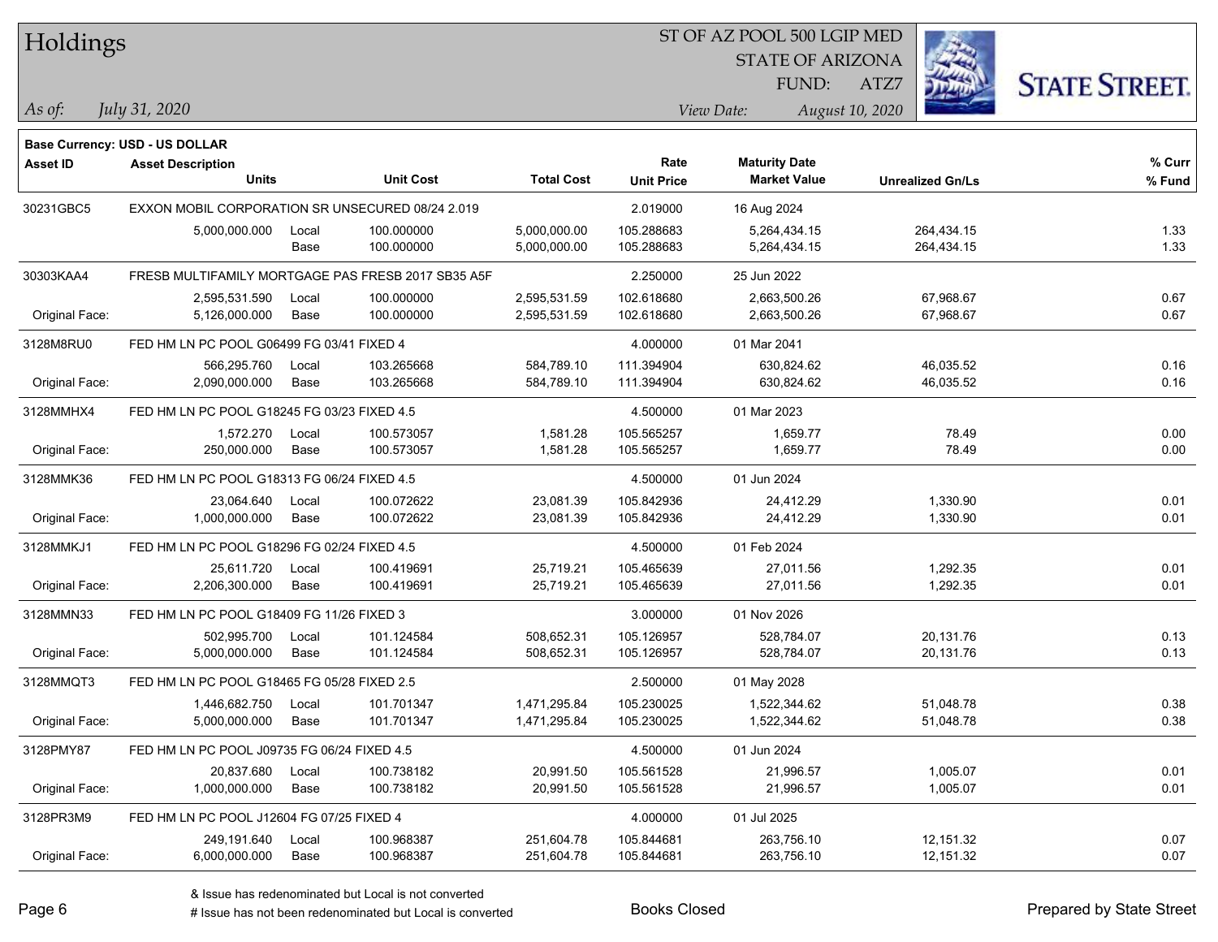# Holdings

ST OF AZ POOL 500 LGIP MED
STATE OF ARIZONA
FUND: ATZ7

*As of:* *July 31, 2020*

*View Date:* *August 10, 2020*

**Base Currency: USD - US DOLLAR**

| Asset ID | Asset Description / Units | | Unit Cost | Total Cost | Rate / Unit Price | Maturity Date / Market Value | Unrealized Gn/Ls | % Curr / % Fund |
|---|---|---|---|---|---|---|---|---|
| 30231GBC5 | EXXON MOBIL CORPORATION SR UNSECURED 08/24 2.019 | | | | 2.019000 | 16 Aug 2024 | | |
| | 5,000,000.000 | Local | 100.000000 | 5,000,000.00 | 105.288683 | 5,264,434.15 | 264,434.15 | 1.33 |
| | | Base | 100.000000 | 5,000,000.00 | 105.288683 | 5,264,434.15 | 264,434.15 | 1.33 |
| 30303KAA4 | FRESB MULTIFAMILY MORTGAGE PAS FRESB 2017 SB35 A5F | | | | 2.250000 | 25 Jun 2022 | | |
| | 2,595,531.590 | Local | 100.000000 | 2,595,531.59 | 102.618680 | 2,663,500.26 | 67,968.67 | 0.67 |
| Original Face: | 5,126,000.000 | Base | 100.000000 | 2,595,531.59 | 102.618680 | 2,663,500.26 | 67,968.67 | 0.67 |
| 3128M8RU0 | FED HM LN PC POOL G06499 FG 03/41 FIXED 4 | | | | 4.000000 | 01 Mar 2041 | | |
| | 566,295.760 | Local | 103.265668 | 584,789.10 | 111.394904 | 630,824.62 | 46,035.52 | 0.16 |
| Original Face: | 2,090,000.000 | Base | 103.265668 | 584,789.10 | 111.394904 | 630,824.62 | 46,035.52 | 0.16 |
| 3128MMHX4 | FED HM LN PC POOL G18245 FG 03/23 FIXED 4.5 | | | | 4.500000 | 01 Mar 2023 | | |
| | 1,572.270 | Local | 100.573057 | 1,581.28 | 105.565257 | 1,659.77 | 78.49 | 0.00 |
| Original Face: | 250,000.000 | Base | 100.573057 | 1,581.28 | 105.565257 | 1,659.77 | 78.49 | 0.00 |
| 3128MMK36 | FED HM LN PC POOL G18313 FG 06/24 FIXED 4.5 | | | | 4.500000 | 01 Jun 2024 | | |
| | 23,064.640 | Local | 100.072622 | 23,081.39 | 105.842936 | 24,412.29 | 1,330.90 | 0.01 |
| Original Face: | 1,000,000.000 | Base | 100.072622 | 23,081.39 | 105.842936 | 24,412.29 | 1,330.90 | 0.01 |
| 3128MMKJ1 | FED HM LN PC POOL G18296 FG 02/24 FIXED 4.5 | | | | 4.500000 | 01 Feb 2024 | | |
| | 25,611.720 | Local | 100.419691 | 25,719.21 | 105.465639 | 27,011.56 | 1,292.35 | 0.01 |
| Original Face: | 2,206,300.000 | Base | 100.419691 | 25,719.21 | 105.465639 | 27,011.56 | 1,292.35 | 0.01 |
| 3128MMN33 | FED HM LN PC POOL G18409 FG 11/26 FIXED 3 | | | | 3.000000 | 01 Nov 2026 | | |
| | 502,995.700 | Local | 101.124584 | 508,652.31 | 105.126957 | 528,784.07 | 20,131.76 | 0.13 |
| Original Face: | 5,000,000.000 | Base | 101.124584 | 508,652.31 | 105.126957 | 528,784.07 | 20,131.76 | 0.13 |
| 3128MMQT3 | FED HM LN PC POOL G18465 FG 05/28 FIXED 2.5 | | | | 2.500000 | 01 May 2028 | | |
| | 1,446,682.750 | Local | 101.701347 | 1,471,295.84 | 105.230025 | 1,522,344.62 | 51,048.78 | 0.38 |
| Original Face: | 5,000,000.000 | Base | 101.701347 | 1,471,295.84 | 105.230025 | 1,522,344.62 | 51,048.78 | 0.38 |
| 3128PMY87 | FED HM LN PC POOL J09735 FG 06/24 FIXED 4.5 | | | | 4.500000 | 01 Jun 2024 | | |
| | 20,837.680 | Local | 100.738182 | 20,991.50 | 105.561528 | 21,996.57 | 1,005.07 | 0.01 |
| Original Face: | 1,000,000.000 | Base | 100.738182 | 20,991.50 | 105.561528 | 21,996.57 | 1,005.07 | 0.01 |
| 3128PR3M9 | FED HM LN PC POOL J12604 FG 07/25 FIXED 4 | | | | 4.000000 | 01 Jul 2025 | | |
| | 249,191.640 | Local | 100.968387 | 251,604.78 | 105.844681 | 263,756.10 | 12,151.32 | 0.07 |
| Original Face: | 6,000,000.000 | Base | 100.968387 | 251,604.78 | 105.844681 | 263,756.10 | 12,151.32 | 0.07 |

& Issue has redenominated but Local is not converted
# Issue has not been redenominated but Local is converted

Books Closed

Prepared by State Street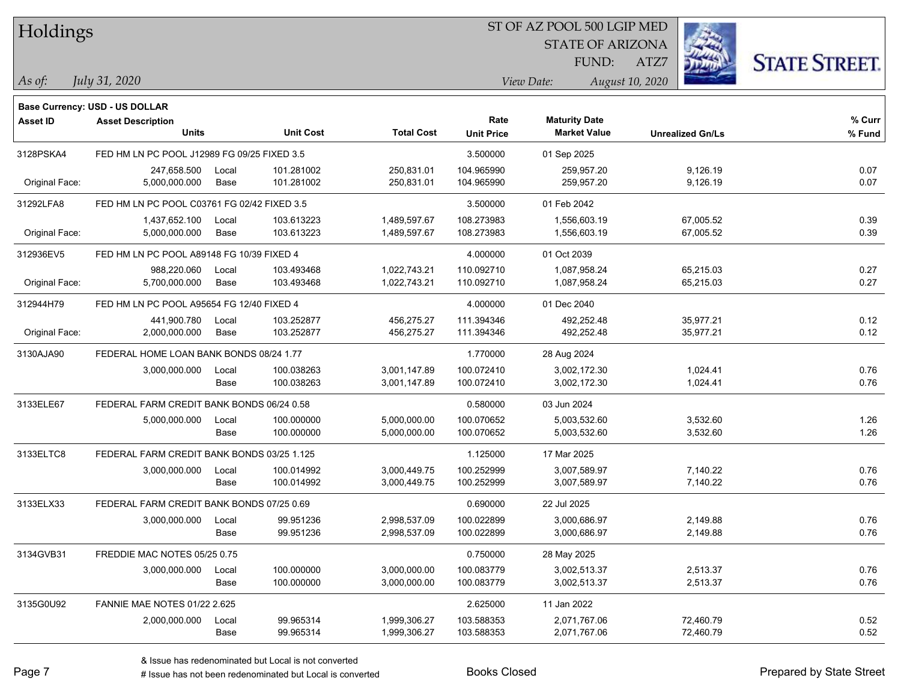# Holdings

ST OF AZ POOL 500 LGIP MED
STATE OF ARIZONA
FUND: ATZ7

*As of: July 31, 2020*

*View Date: August 10, 2020*

**Base Currency: USD - US DOLLAR**

| Asset ID | Asset Description / Units | | Unit Cost | Total Cost | Rate / Unit Price | Maturity Date / Market Value | Unrealized Gn/Ls | % Curr / % Fund |
|---|---|---|---|---|---|---|---|---|
| 3128PSKA4 | FED HM LN PC POOL J12989 FG 09/25 FIXED 3.5 | | | | 3.500000 | 01 Sep 2025 | | |
| | 247,658.500 | Local | 101.281002 | 250,831.01 | 104.965990 | 259,957.20 | 9,126.19 | 0.07 |
| Original Face: | 5,000,000.000 | Base | 101.281002 | 250,831.01 | 104.965990 | 259,957.20 | 9,126.19 | 0.07 |
| 31292LFA8 | FED HM LN PC POOL C03761 FG 02/42 FIXED 3.5 | | | | 3.500000 | 01 Feb 2042 | | |
| | 1,437,652.100 | Local | 103.613223 | 1,489,597.67 | 108.273983 | 1,556,603.19 | 67,005.52 | 0.39 |
| Original Face: | 5,000,000.000 | Base | 103.613223 | 1,489,597.67 | 108.273983 | 1,556,603.19 | 67,005.52 | 0.39 |
| 312936EV5 | FED HM LN PC POOL A89148 FG 10/39 FIXED 4 | | | | 4.000000 | 01 Oct 2039 | | |
| | 988,220.060 | Local | 103.493468 | 1,022,743.21 | 110.092710 | 1,087,958.24 | 65,215.03 | 0.27 |
| Original Face: | 5,700,000.000 | Base | 103.493468 | 1,022,743.21 | 110.092710 | 1,087,958.24 | 65,215.03 | 0.27 |
| 312944H79 | FED HM LN PC POOL A95654 FG 12/40 FIXED 4 | | | | 4.000000 | 01 Dec 2040 | | |
| | 441,900.780 | Local | 103.252877 | 456,275.27 | 111.394346 | 492,252.48 | 35,977.21 | 0.12 |
| Original Face: | 2,000,000.000 | Base | 103.252877 | 456,275.27 | 111.394346 | 492,252.48 | 35,977.21 | 0.12 |
| 3130AJA90 | FEDERAL HOME LOAN BANK BONDS 08/24 1.77 | | | | 1.770000 | 28 Aug 2024 | | |
| | 3,000,000.000 | Local | 100.038263 | 3,001,147.89 | 100.072410 | 3,002,172.30 | 1,024.41 | 0.76 |
| | | Base | 100.038263 | 3,001,147.89 | 100.072410 | 3,002,172.30 | 1,024.41 | 0.76 |
| 3133ELE67 | FEDERAL FARM CREDIT BANK BONDS 06/24 0.58 | | | | 0.580000 | 03 Jun 2024 | | |
| | 5,000,000.000 | Local | 100.000000 | 5,000,000.00 | 100.070652 | 5,003,532.60 | 3,532.60 | 1.26 |
| | | Base | 100.000000 | 5,000,000.00 | 100.070652 | 5,003,532.60 | 3,532.60 | 1.26 |
| 3133ELTC8 | FEDERAL FARM CREDIT BANK BONDS 03/25 1.125 | | | | 1.125000 | 17 Mar 2025 | | |
| | 3,000,000.000 | Local | 100.014992 | 3,000,449.75 | 100.252999 | 3,007,589.97 | 7,140.22 | 0.76 |
| | | Base | 100.014992 | 3,000,449.75 | 100.252999 | 3,007,589.97 | 7,140.22 | 0.76 |
| 3133ELX33 | FEDERAL FARM CREDIT BANK BONDS 07/25 0.69 | | | | 0.690000 | 22 Jul 2025 | | |
| | 3,000,000.000 | Local | 99.951236 | 2,998,537.09 | 100.022899 | 3,000,686.97 | 2,149.88 | 0.76 |
| | | Base | 99.951236 | 2,998,537.09 | 100.022899 | 3,000,686.97 | 2,149.88 | 0.76 |
| 3134GVB31 | FREDDIE MAC NOTES 05/25 0.75 | | | | 0.750000 | 28 May 2025 | | |
| | 3,000,000.000 | Local | 100.000000 | 3,000,000.00 | 100.083779 | 3,002,513.37 | 2,513.37 | 0.76 |
| | | Base | 100.000000 | 3,000,000.00 | 100.083779 | 3,002,513.37 | 2,513.37 | 0.76 |
| 3135G0U92 | FANNIE MAE NOTES 01/22 2.625 | | | | 2.625000 | 11 Jan 2022 | | |
| | 2,000,000.000 | Local | 99.965314 | 1,999,306.27 | 103.588353 | 2,071,767.06 | 72,460.79 | 0.52 |
| | | Base | 99.965314 | 1,999,306.27 | 103.588353 | 2,071,767.06 | 72,460.79 | 0.52 |

& Issue has redenominated but Local is not converted
# Issue has not been redenominated but Local is converted

Books Closed

Prepared by State Street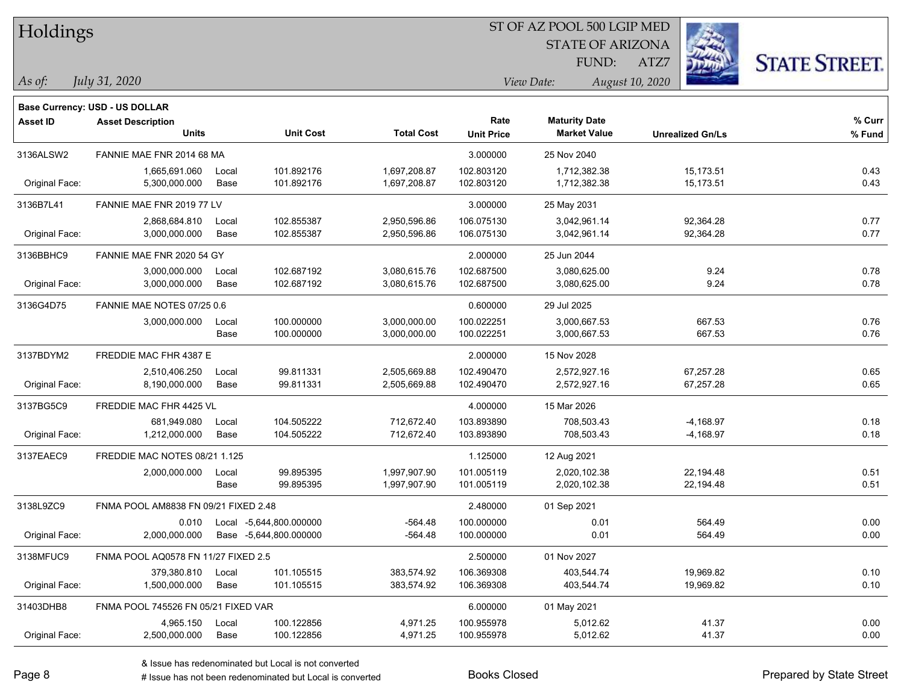**Base Currency: USD - US DOLLAR**

| Asset ID | Asset Description / Units | | Unit Cost | Total Cost | Rate / Unit Price | Maturity Date / Market Value | Unrealized Gn/Ls | % Curr / % Fund |
|---|---|---|---|---|---|---|---|---|
| 3136ALSW2 | FANNIE MAE FNR 2014 68 MA | | | | 3.000000 | 25 Nov 2040 | | |
| | 1,665,691.060 | Local | 101.892176 | 1,697,208.87 | 102.803120 | 1,712,382.38 | 15,173.51 | 0.43 |
| Original Face: | 5,300,000.000 | Base | 101.892176 | 1,697,208.87 | 102.803120 | 1,712,382.38 | 15,173.51 | 0.43 |
| 3136B7L41 | FANNIE MAE FNR 2019 77 LV | | | | 3.000000 | 25 May 2031 | | |
| | 2,868,684.810 | Local | 102.855387 | 2,950,596.86 | 106.075130 | 3,042,961.14 | 92,364.28 | 0.77 |
| Original Face: | 3,000,000.000 | Base | 102.855387 | 2,950,596.86 | 106.075130 | 3,042,961.14 | 92,364.28 | 0.77 |
| 3136BBHC9 | FANNIE MAE FNR 2020 54 GY | | | | 2.000000 | 25 Jun 2044 | | |
| | 3,000,000.000 | Local | 102.687192 | 3,080,615.76 | 102.687500 | 3,080,625.00 | 9.24 | 0.78 |
| Original Face: | 3,000,000.000 | Base | 102.687192 | 3,080,615.76 | 102.687500 | 3,080,625.00 | 9.24 | 0.78 |
| 3136G4D75 | FANNIE MAE NOTES 07/25 0.6 | | | | 0.600000 | 29 Jul 2025 | | |
| | 3,000,000.000 | Local | 100.000000 | 3,000,000.00 | 100.022251 | 3,000,667.53 | 667.53 | 0.76 |
| | | Base | 100.000000 | 3,000,000.00 | 100.022251 | 3,000,667.53 | 667.53 | 0.76 |
| 3137BDYM2 | FREDDIE MAC FHR 4387 E | | | | 2.000000 | 15 Nov 2028 | | |
| | 2,510,406.250 | Local | 99.811331 | 2,505,669.88 | 102.490470 | 2,572,927.16 | 67,257.28 | 0.65 |
| Original Face: | 8,190,000.000 | Base | 99.811331 | 2,505,669.88 | 102.490470 | 2,572,927.16 | 67,257.28 | 0.65 |
| 3137BG5C9 | FREDDIE MAC FHR 4425 VL | | | | 4.000000 | 15 Mar 2026 | | |
| | 681,949.080 | Local | 104.505222 | 712,672.40 | 103.893890 | 708,503.43 | -4,168.97 | 0.18 |
| Original Face: | 1,212,000.000 | Base | 104.505222 | 712,672.40 | 103.893890 | 708,503.43 | -4,168.97 | 0.18 |
| 3137EAEC9 | FREDDIE MAC NOTES 08/21 1.125 | | | | 1.125000 | 12 Aug 2021 | | |
| | 2,000,000.000 | Local | 99.895395 | 1,997,907.90 | 101.005119 | 2,020,102.38 | 22,194.48 | 0.51 |
| | | Base | 99.895395 | 1,997,907.90 | 101.005119 | 2,020,102.38 | 22,194.48 | 0.51 |
| 3138L9ZC9 | FNMA POOL AM8838 FN 09/21 FIXED 2.48 | | | | 2.480000 | 01 Sep 2021 | | |
| | 0.010 | Local | -5,644,800.000000 | -564.48 | 100.000000 | 0.01 | 564.49 | 0.00 |
| Original Face: | 2,000,000.000 | Base | -5,644,800.000000 | -564.48 | 100.000000 | 0.01 | 564.49 | 0.00 |
| 3138MFUC9 | FNMA POOL AQ0578 FN 11/27 FIXED 2.5 | | | | 2.500000 | 01 Nov 2027 | | |
| | 379,380.810 | Local | 101.105515 | 383,574.92 | 106.369308 | 403,544.74 | 19,969.82 | 0.10 |
| Original Face: | 1,500,000.000 | Base | 101.105515 | 383,574.92 | 106.369308 | 403,544.74 | 19,969.82 | 0.10 |
| 31403DHB8 | FNMA POOL 745526 FN 05/21 FIXED VAR | | | | 6.000000 | 01 May 2021 | | |
| | 4,965.150 | Local | 100.122856 | 4,971.25 | 100.955978 | 5,012.62 | 41.37 | 0.00 |
| Original Face: | 2,500,000.000 | Base | 100.122856 | 4,971.25 | 100.955978 | 5,012.62 | 41.37 | 0.00 |

& Issue has redenominated but Local is not converted

# Issue has not been redenominated but Local is converted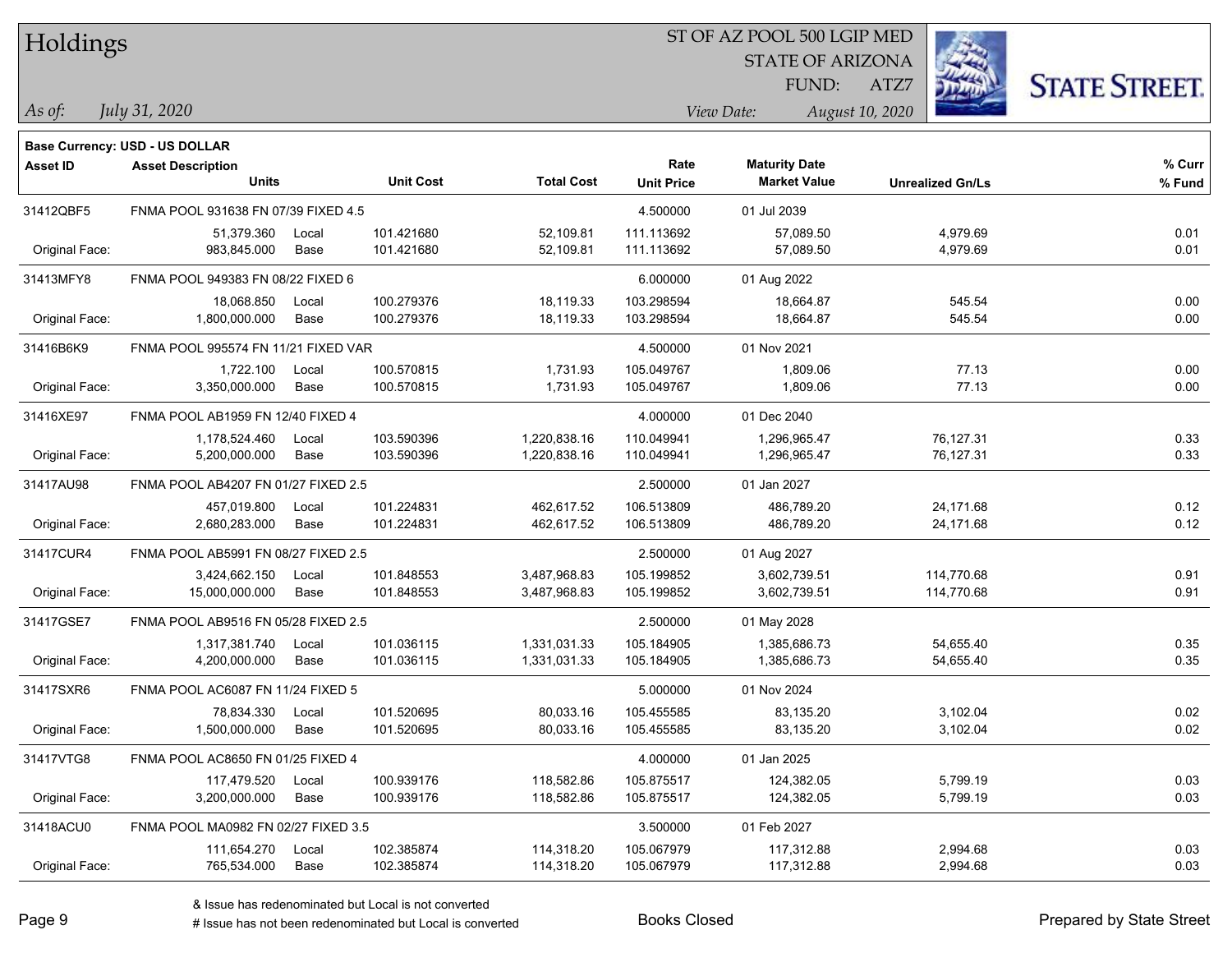# Holdings

ST OF AZ POOL 500 LGIP MED
STATE OF ARIZONA
FUND: ATZ7

*As of: July 31, 2020*

*View Date: August 10, 2020*

**Base Currency: USD - US DOLLAR**

| Asset ID | Asset Description / Units | | Unit Cost | Total Cost | Rate / Unit Price | Maturity Date / Market Value | Unrealized Gn/Ls | % Curr / % Fund |
|---|---|---|---|---|---|---|---|---|
| 31412QBF5 | FNMA POOL 931638 FN 07/39 FIXED 4.5 | | | | 4.500000 | 01 Jul 2039 | | |
| | 51,379.360 | Local | 101.421680 | 52,109.81 | 111.113692 | 57,089.50 | 4,979.69 | 0.01 |
| Original Face: | 983,845.000 | Base | 101.421680 | 52,109.81 | 111.113692 | 57,089.50 | 4,979.69 | 0.01 |
| 31413MFY8 | FNMA POOL 949383 FN 08/22 FIXED 6 | | | | 6.000000 | 01 Aug 2022 | | |
| | 18,068.850 | Local | 100.279376 | 18,119.33 | 103.298594 | 18,664.87 | 545.54 | 0.00 |
| Original Face: | 1,800,000.000 | Base | 100.279376 | 18,119.33 | 103.298594 | 18,664.87 | 545.54 | 0.00 |
| 31416B6K9 | FNMA POOL 995574 FN 11/21 FIXED VAR | | | | 4.500000 | 01 Nov 2021 | | |
| | 1,722.100 | Local | 100.570815 | 1,731.93 | 105.049767 | 1,809.06 | 77.13 | 0.00 |
| Original Face: | 3,350,000.000 | Base | 100.570815 | 1,731.93 | 105.049767 | 1,809.06 | 77.13 | 0.00 |
| 31416XE97 | FNMA POOL AB1959 FN 12/40 FIXED 4 | | | | 4.000000 | 01 Dec 2040 | | |
| | 1,178,524.460 | Local | 103.590396 | 1,220,838.16 | 110.049941 | 1,296,965.47 | 76,127.31 | 0.33 |
| Original Face: | 5,200,000.000 | Base | 103.590396 | 1,220,838.16 | 110.049941 | 1,296,965.47 | 76,127.31 | 0.33 |
| 31417AU98 | FNMA POOL AB4207 FN 01/27 FIXED 2.5 | | | | 2.500000 | 01 Jan 2027 | | |
| | 457,019.800 | Local | 101.224831 | 462,617.52 | 106.513809 | 486,789.20 | 24,171.68 | 0.12 |
| Original Face: | 2,680,283.000 | Base | 101.224831 | 462,617.52 | 106.513809 | 486,789.20 | 24,171.68 | 0.12 |
| 31417CUR4 | FNMA POOL AB5991 FN 08/27 FIXED 2.5 | | | | 2.500000 | 01 Aug 2027 | | |
| | 3,424,662.150 | Local | 101.848553 | 3,487,968.83 | 105.199852 | 3,602,739.51 | 114,770.68 | 0.91 |
| Original Face: | 15,000,000.000 | Base | 101.848553 | 3,487,968.83 | 105.199852 | 3,602,739.51 | 114,770.68 | 0.91 |
| 31417GSE7 | FNMA POOL AB9516 FN 05/28 FIXED 2.5 | | | | 2.500000 | 01 May 2028 | | |
| | 1,317,381.740 | Local | 101.036115 | 1,331,031.33 | 105.184905 | 1,385,686.73 | 54,655.40 | 0.35 |
| Original Face: | 4,200,000.000 | Base | 101.036115 | 1,331,031.33 | 105.184905 | 1,385,686.73 | 54,655.40 | 0.35 |
| 31417SXR6 | FNMA POOL AC6087 FN 11/24 FIXED 5 | | | | 5.000000 | 01 Nov 2024 | | |
| | 78,834.330 | Local | 101.520695 | 80,033.16 | 105.455585 | 83,135.20 | 3,102.04 | 0.02 |
| Original Face: | 1,500,000.000 | Base | 101.520695 | 80,033.16 | 105.455585 | 83,135.20 | 3,102.04 | 0.02 |
| 31417VTG8 | FNMA POOL AC8650 FN 01/25 FIXED 4 | | | | 4.000000 | 01 Jan 2025 | | |
| | 117,479.520 | Local | 100.939176 | 118,582.86 | 105.875517 | 124,382.05 | 5,799.19 | 0.03 |
| Original Face: | 3,200,000.000 | Base | 100.939176 | 118,582.86 | 105.875517 | 124,382.05 | 5,799.19 | 0.03 |
| 31418ACU0 | FNMA POOL MA0982 FN 02/27 FIXED 3.5 | | | | 3.500000 | 01 Feb 2027 | | |
| | 111,654.270 | Local | 102.385874 | 114,318.20 | 105.067979 | 117,312.88 | 2,994.68 | 0.03 |
| Original Face: | 765,534.000 | Base | 102.385874 | 114,318.20 | 105.067979 | 117,312.88 | 2,994.68 | 0.03 |

& Issue has redenominated but Local is not converted

# Issue has not been redenominated but Local is converted

Books Closed

Prepared by State Street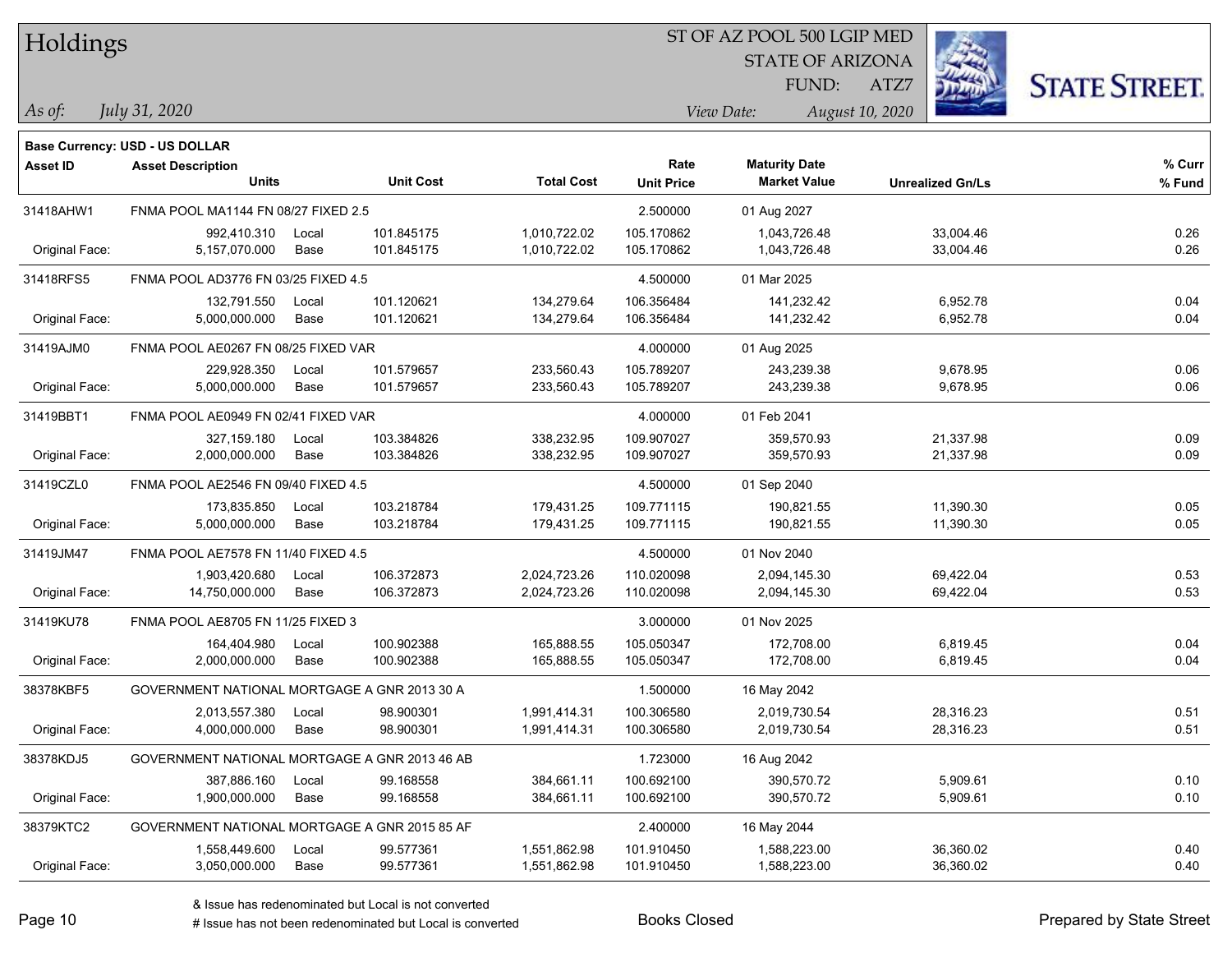# Holdings

ST OF AZ POOL 500 LGIP MED
STATE OF ARIZONA
FUND: ATZ7

*As of: July 31, 2020*

*View Date: August 10, 2020*

**Base Currency: USD - US DOLLAR**

| Asset ID | Asset Description / Units | | Unit Cost | Total Cost | Rate / Unit Price | Maturity Date / Market Value | Unrealized Gn/Ls | % Curr / % Fund |
|---|---|---|---|---|---|---|---|---|
| 31418AHW1 | FNMA POOL MA1144 FN 08/27 FIXED 2.5 | | | | 2.500000 | 01 Aug 2027 | | |
| | 992,410.310 | Local | 101.845175 | 1,010,722.02 | 105.170862 | 1,043,726.48 | 33,004.46 | 0.26 |
| Original Face: | 5,157,070.000 | Base | 101.845175 | 1,010,722.02 | 105.170862 | 1,043,726.48 | 33,004.46 | 0.26 |
| 31418RFS5 | FNMA POOL AD3776 FN 03/25 FIXED 4.5 | | | | 4.500000 | 01 Mar 2025 | | |
| | 132,791.550 | Local | 101.120621 | 134,279.64 | 106.356484 | 141,232.42 | 6,952.78 | 0.04 |
| Original Face: | 5,000,000.000 | Base | 101.120621 | 134,279.64 | 106.356484 | 141,232.42 | 6,952.78 | 0.04 |
| 31419AJM0 | FNMA POOL AE0267 FN 08/25 FIXED VAR | | | | 4.000000 | 01 Aug 2025 | | |
| | 229,928.350 | Local | 101.579657 | 233,560.43 | 105.789207 | 243,239.38 | 9,678.95 | 0.06 |
| Original Face: | 5,000,000.000 | Base | 101.579657 | 233,560.43 | 105.789207 | 243,239.38 | 9,678.95 | 0.06 |
| 31419BBT1 | FNMA POOL AE0949 FN 02/41 FIXED VAR | | | | 4.000000 | 01 Feb 2041 | | |
| | 327,159.180 | Local | 103.384826 | 338,232.95 | 109.907027 | 359,570.93 | 21,337.98 | 0.09 |
| Original Face: | 2,000,000.000 | Base | 103.384826 | 338,232.95 | 109.907027 | 359,570.93 | 21,337.98 | 0.09 |
| 31419CZL0 | FNMA POOL AE2546 FN 09/40 FIXED 4.5 | | | | 4.500000 | 01 Sep 2040 | | |
| | 173,835.850 | Local | 103.218784 | 179,431.25 | 109.771115 | 190,821.55 | 11,390.30 | 0.05 |
| Original Face: | 5,000,000.000 | Base | 103.218784 | 179,431.25 | 109.771115 | 190,821.55 | 11,390.30 | 0.05 |
| 31419JM47 | FNMA POOL AE7578 FN 11/40 FIXED 4.5 | | | | 4.500000 | 01 Nov 2040 | | |
| | 1,903,420.680 | Local | 106.372873 | 2,024,723.26 | 110.020098 | 2,094,145.30 | 69,422.04 | 0.53 |
| Original Face: | 14,750,000.000 | Base | 106.372873 | 2,024,723.26 | 110.020098 | 2,094,145.30 | 69,422.04 | 0.53 |
| 31419KU78 | FNMA POOL AE8705 FN 11/25 FIXED 3 | | | | 3.000000 | 01 Nov 2025 | | |
| | 164,404.980 | Local | 100.902388 | 165,888.55 | 105.050347 | 172,708.00 | 6,819.45 | 0.04 |
| Original Face: | 2,000,000.000 | Base | 100.902388 | 165,888.55 | 105.050347 | 172,708.00 | 6,819.45 | 0.04 |
| 38378KBF5 | GOVERNMENT NATIONAL MORTGAGE A GNR 2013 30 A | | | | 1.500000 | 16 May 2042 | | |
| | 2,013,557.380 | Local | 98.900301 | 1,991,414.31 | 100.306580 | 2,019,730.54 | 28,316.23 | 0.51 |
| Original Face: | 4,000,000.000 | Base | 98.900301 | 1,991,414.31 | 100.306580 | 2,019,730.54 | 28,316.23 | 0.51 |
| 38378KDJ5 | GOVERNMENT NATIONAL MORTGAGE A GNR 2013 46 AB | | | | 1.723000 | 16 Aug 2042 | | |
| | 387,886.160 | Local | 99.168558 | 384,661.11 | 100.692100 | 390,570.72 | 5,909.61 | 0.10 |
| Original Face: | 1,900,000.000 | Base | 99.168558 | 384,661.11 | 100.692100 | 390,570.72 | 5,909.61 | 0.10 |
| 38379KTC2 | GOVERNMENT NATIONAL MORTGAGE A GNR 2015 85 AF | | | | 2.400000 | 16 May 2044 | | |
| | 1,558,449.600 | Local | 99.577361 | 1,551,862.98 | 101.910450 | 1,588,223.00 | 36,360.02 | 0.40 |
| Original Face: | 3,050,000.000 | Base | 99.577361 | 1,551,862.98 | 101.910450 | 1,588,223.00 | 36,360.02 | 0.40 |

& Issue has redenominated but Local is not converted

# Issue has not been redenominated but Local is converted

Books Closed

Prepared by State Street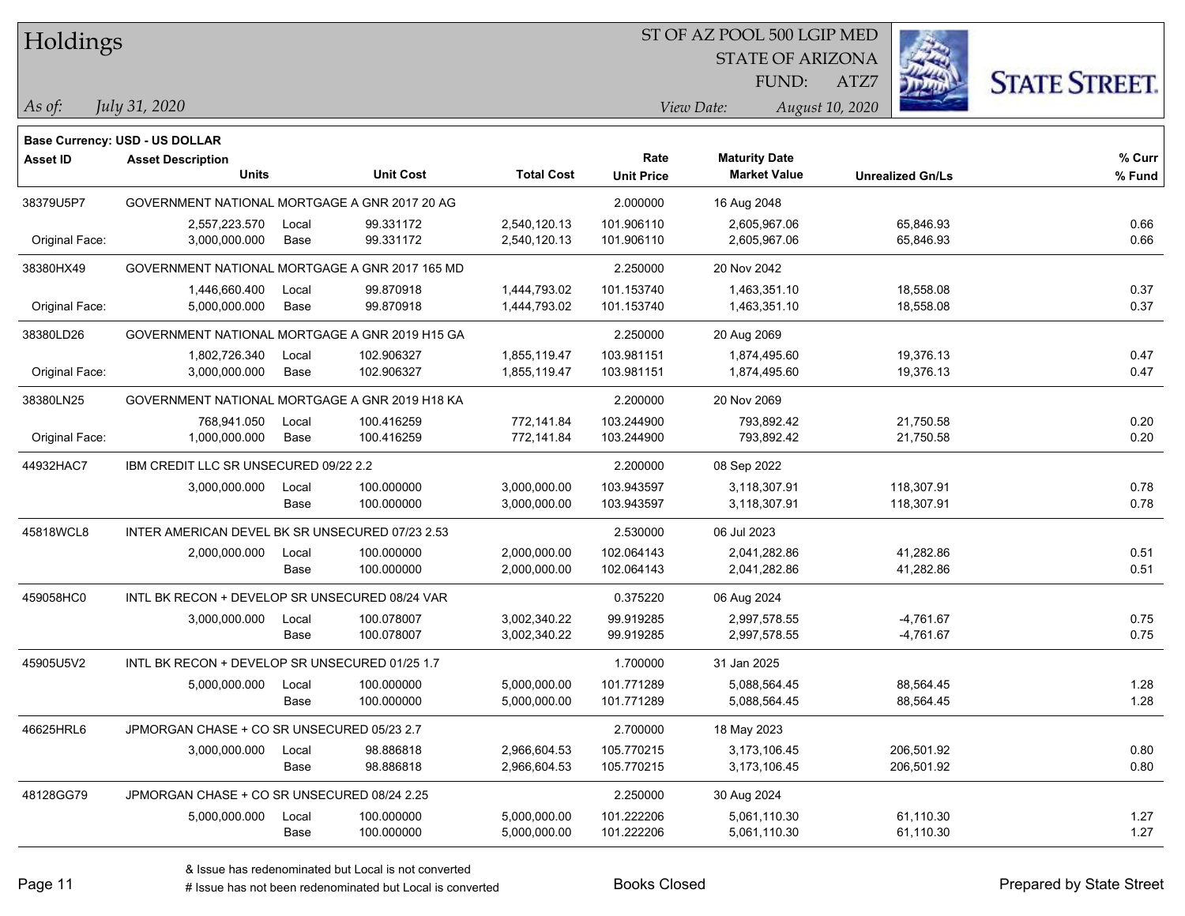# Holdings

ST OF AZ POOL 500 LGIP MED
STATE OF ARIZONA
FUND: ATZ7

*As of: July 31, 2020*

*View Date: August 10, 2020*

**Base Currency: USD - US DOLLAR**

| Asset ID | Asset Description / Units | | Unit Cost | Total Cost | Rate / Unit Price | Maturity Date / Market Value | Unrealized Gn/Ls | % Curr / % Fund |
|---|---|---|---|---|---|---|---|---|
| 38379U5P7 | GOVERNMENT NATIONAL MORTGAGE A GNR 2017 20 AG | | | | 2.000000 | 16 Aug 2048 | | |
| | 2,557,223.570 | Local | 99.331172 | 2,540,120.13 | 101.906110 | 2,605,967.06 | 65,846.93 | 0.66 |
| Original Face: | 3,000,000.000 | Base | 99.331172 | 2,540,120.13 | 101.906110 | 2,605,967.06 | 65,846.93 | 0.66 |
| 38380HX49 | GOVERNMENT NATIONAL MORTGAGE A GNR 2017 165 MD | | | | 2.250000 | 20 Nov 2042 | | |
| | 1,446,660.400 | Local | 99.870918 | 1,444,793.02 | 101.153740 | 1,463,351.10 | 18,558.08 | 0.37 |
| Original Face: | 5,000,000.000 | Base | 99.870918 | 1,444,793.02 | 101.153740 | 1,463,351.10 | 18,558.08 | 0.37 |
| 38380LD26 | GOVERNMENT NATIONAL MORTGAGE A GNR 2019 H15 GA | | | | 2.250000 | 20 Aug 2069 | | |
| | 1,802,726.340 | Local | 102.906327 | 1,855,119.47 | 103.981151 | 1,874,495.60 | 19,376.13 | 0.47 |
| Original Face: | 3,000,000.000 | Base | 102.906327 | 1,855,119.47 | 103.981151 | 1,874,495.60 | 19,376.13 | 0.47 |
| 38380LN25 | GOVERNMENT NATIONAL MORTGAGE A GNR 2019 H18 KA | | | | 2.200000 | 20 Nov 2069 | | |
| | 768,941.050 | Local | 100.416259 | 772,141.84 | 103.244900 | 793,892.42 | 21,750.58 | 0.20 |
| Original Face: | 1,000,000.000 | Base | 100.416259 | 772,141.84 | 103.244900 | 793,892.42 | 21,750.58 | 0.20 |
| 44932HAC7 | IBM CREDIT LLC SR UNSECURED 09/22 2.2 | | | | 2.200000 | 08 Sep 2022 | | |
| | 3,000,000.000 | Local | 100.000000 | 3,000,000.00 | 103.943597 | 3,118,307.91 | 118,307.91 | 0.78 |
| | | Base | 100.000000 | 3,000,000.00 | 103.943597 | 3,118,307.91 | 118,307.91 | 0.78 |
| 45818WCL8 | INTER AMERICAN DEVEL BK SR UNSECURED 07/23 2.53 | | | | 2.530000 | 06 Jul 2023 | | |
| | 2,000,000.000 | Local | 100.000000 | 2,000,000.00 | 102.064143 | 2,041,282.86 | 41,282.86 | 0.51 |
| | | Base | 100.000000 | 2,000,000.00 | 102.064143 | 2,041,282.86 | 41,282.86 | 0.51 |
| 459058HC0 | INTL BK RECON + DEVELOP SR UNSECURED 08/24 VAR | | | | 0.375220 | 06 Aug 2024 | | |
| | 3,000,000.000 | Local | 100.078007 | 3,002,340.22 | 99.919285 | 2,997,578.55 | -4,761.67 | 0.75 |
| | | Base | 100.078007 | 3,002,340.22 | 99.919285 | 2,997,578.55 | -4,761.67 | 0.75 |
| 45905U5V2 | INTL BK RECON + DEVELOP SR UNSECURED 01/25 1.7 | | | | 1.700000 | 31 Jan 2025 | | |
| | 5,000,000.000 | Local | 100.000000 | 5,000,000.00 | 101.771289 | 5,088,564.45 | 88,564.45 | 1.28 |
| | | Base | 100.000000 | 5,000,000.00 | 101.771289 | 5,088,564.45 | 88,564.45 | 1.28 |
| 46625HRL6 | JPMORGAN CHASE + CO SR UNSECURED 05/23 2.7 | | | | 2.700000 | 18 May 2023 | | |
| | 3,000,000.000 | Local | 98.886818 | 2,966,604.53 | 105.770215 | 3,173,106.45 | 206,501.92 | 0.80 |
| | | Base | 98.886818 | 2,966,604.53 | 105.770215 | 3,173,106.45 | 206,501.92 | 0.80 |
| 48128GG79 | JPMORGAN CHASE + CO SR UNSECURED 08/24 2.25 | | | | 2.250000 | 30 Aug 2024 | | |
| | 5,000,000.000 | Local | 100.000000 | 5,000,000.00 | 101.222206 | 5,061,110.30 | 61,110.30 | 1.27 |
| | | Base | 100.000000 | 5,000,000.00 | 101.222206 | 5,061,110.30 | 61,110.30 | 1.27 |

& Issue has redenominated but Local is not converted
# Issue has not been redenominated but Local is converted

Books Closed

Prepared by State Street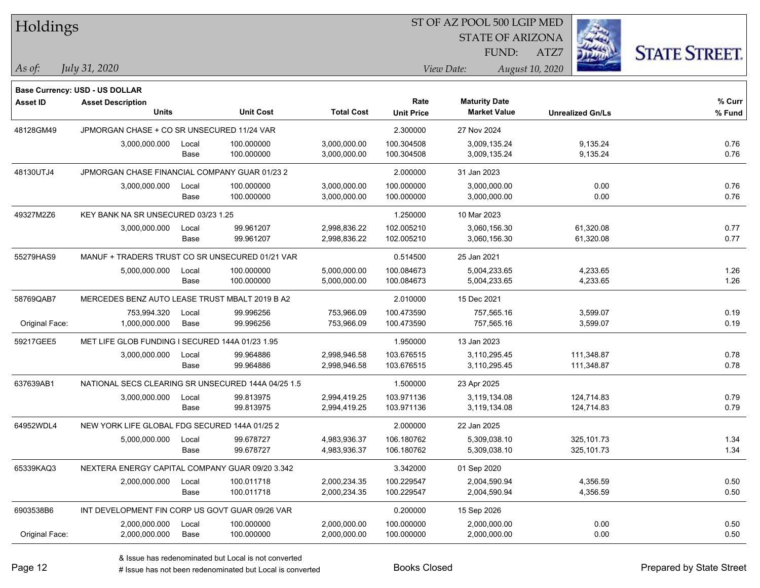# Holdings

ST OF AZ POOL 500 LGIP MED
STATE OF ARIZONA
FUND: ATZ7

*As of:* *July 31, 2020*

*View Date:* *August 10, 2020*

**Base Currency: USD - US DOLLAR**

| Asset ID | Asset Description / Units | | Unit Cost | Total Cost | Rate / Unit Price | Maturity Date / Market Value | Unrealized Gn/Ls | % Curr / % Fund |
|---|---|---|---|---|---|---|---|---|
| 48128GM49 | JPMORGAN CHASE + CO SR UNSECURED 11/24 VAR | | | | 2.300000 | 27 Nov 2024 | | |
| | 3,000,000.000 | Local | 100.000000 | 3,000,000.00 | 100.304508 | 3,009,135.24 | 9,135.24 | 0.76 |
| | | Base | 100.000000 | 3,000,000.00 | 100.304508 | 3,009,135.24 | 9,135.24 | 0.76 |
| 48130UTJ4 | JPMORGAN CHASE FINANCIAL COMPANY GUAR 01/23 2 | | | | 2.000000 | 31 Jan 2023 | | |
| | 3,000,000.000 | Local | 100.000000 | 3,000,000.00 | 100.000000 | 3,000,000.00 | 0.00 | 0.76 |
| | | Base | 100.000000 | 3,000,000.00 | 100.000000 | 3,000,000.00 | 0.00 | 0.76 |
| 49327M2Z6 | KEY BANK NA SR UNSECURED 03/23 1.25 | | | | 1.250000 | 10 Mar 2023 | | |
| | 3,000,000.000 | Local | 99.961207 | 2,998,836.22 | 102.005210 | 3,060,156.30 | 61,320.08 | 0.77 |
| | | Base | 99.961207 | 2,998,836.22 | 102.005210 | 3,060,156.30 | 61,320.08 | 0.77 |
| 55279HAS9 | MANUF + TRADERS TRUST CO SR UNSECURED 01/21 VAR | | | | 0.514500 | 25 Jan 2021 | | |
| | 5,000,000.000 | Local | 100.000000 | 5,000,000.00 | 100.084673 | 5,004,233.65 | 4,233.65 | 1.26 |
| | | Base | 100.000000 | 5,000,000.00 | 100.084673 | 5,004,233.65 | 4,233.65 | 1.26 |
| 58769QAB7 | MERCEDES BENZ AUTO LEASE TRUST MBALT 2019 B A2 | | | | 2.010000 | 15 Dec 2021 | | |
| | 753,994.320 | Local | 99.996256 | 753,966.09 | 100.473590 | 757,565.16 | 3,599.07 | 0.19 |
| Original Face: | 1,000,000.000 | Base | 99.996256 | 753,966.09 | 100.473590 | 757,565.16 | 3,599.07 | 0.19 |
| 59217GEE5 | MET LIFE GLOB FUNDING I SECURED 144A 01/23 1.95 | | | | 1.950000 | 13 Jan 2023 | | |
| | 3,000,000.000 | Local | 99.964886 | 2,998,946.58 | 103.676515 | 3,110,295.45 | 111,348.87 | 0.78 |
| | | Base | 99.964886 | 2,998,946.58 | 103.676515 | 3,110,295.45 | 111,348.87 | 0.78 |
| 637639AB1 | NATIONAL SECS CLEARING SR UNSECURED 144A 04/25 1.5 | | | | 1.500000 | 23 Apr 2025 | | |
| | 3,000,000.000 | Local | 99.813975 | 2,994,419.25 | 103.971136 | 3,119,134.08 | 124,714.83 | 0.79 |
| | | Base | 99.813975 | 2,994,419.25 | 103.971136 | 3,119,134.08 | 124,714.83 | 0.79 |
| 64952WDL4 | NEW YORK LIFE GLOBAL FDG SECURED 144A 01/25 2 | | | | 2.000000 | 22 Jan 2025 | | |
| | 5,000,000.000 | Local | 99.678727 | 4,983,936.37 | 106.180762 | 5,309,038.10 | 325,101.73 | 1.34 |
| | | Base | 99.678727 | 4,983,936.37 | 106.180762 | 5,309,038.10 | 325,101.73 | 1.34 |
| 65339KAQ3 | NEXTERA ENERGY CAPITAL COMPANY GUAR 09/20 3.342 | | | | 3.342000 | 01 Sep 2020 | | |
| | 2,000,000.000 | Local | 100.011718 | 2,000,234.35 | 100.229547 | 2,004,590.94 | 4,356.59 | 0.50 |
| | | Base | 100.011718 | 2,000,234.35 | 100.229547 | 2,004,590.94 | 4,356.59 | 0.50 |
| 6903538B6 | INT DEVELOPMENT FIN CORP US GOVT GUAR 09/26 VAR | | | | 0.200000 | 15 Sep 2026 | | |
| | 2,000,000.000 | Local | 100.000000 | 2,000,000.00 | 100.000000 | 2,000,000.00 | 0.00 | 0.50 |
| Original Face: | 2,000,000.000 | Base | 100.000000 | 2,000,000.00 | 100.000000 | 2,000,000.00 | 0.00 | 0.50 |

& Issue has redenominated but Local is not converted
# Issue has not been redenominated but Local is converted

Books Closed

Prepared by State Street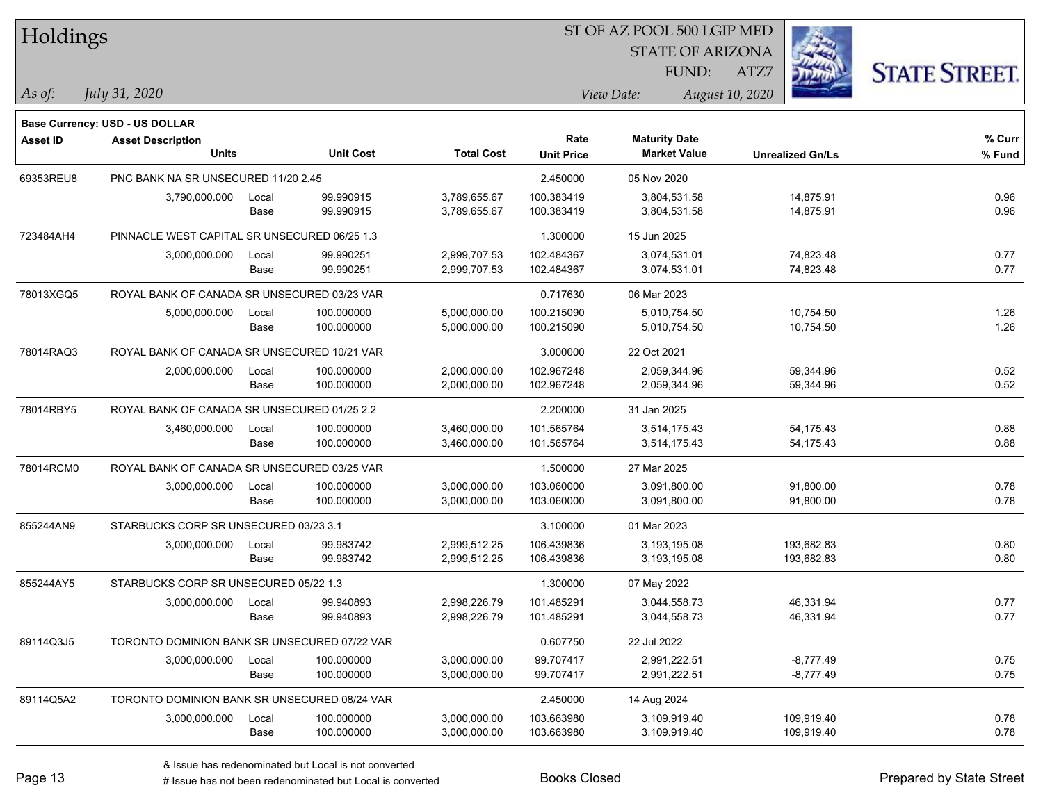**Base Currency: USD - US DOLLAR**

| Asset ID | Asset Description | | | | Rate | Maturity Date | | % Curr |
|---|---|---|---|---|---|---|---|---|
| | Units | | Unit Cost | Total Cost | Unit Price | Market Value | Unrealized Gn/Ls | % Fund |
| 69353REU8 | PNC BANK NA SR UNSECURED 11/20 2.45 | | | | 2.450000 | 05 Nov 2020 | | |
| | 3,790,000.000 | Local | 99.990915 | 3,789,655.67 | 100.383419 | 3,804,531.58 | 14,875.91 | 0.96 |
| | | Base | 99.990915 | 3,789,655.67 | 100.383419 | 3,804,531.58 | 14,875.91 | 0.96 |
| 723484AH4 | PINNACLE WEST CAPITAL SR UNSECURED 06/25 1.3 | | | | 1.300000 | 15 Jun 2025 | | |
| | 3,000,000.000 | Local | 99.990251 | 2,999,707.53 | 102.484367 | 3,074,531.01 | 74,823.48 | 0.77 |
| | | Base | 99.990251 | 2,999,707.53 | 102.484367 | 3,074,531.01 | 74,823.48 | 0.77 |
| 78013XGQ5 | ROYAL BANK OF CANADA SR UNSECURED 03/23 VAR | | | | 0.717630 | 06 Mar 2023 | | |
| | 5,000,000.000 | Local | 100.000000 | 5,000,000.00 | 100.215090 | 5,010,754.50 | 10,754.50 | 1.26 |
| | | Base | 100.000000 | 5,000,000.00 | 100.215090 | 5,010,754.50 | 10,754.50 | 1.26 |
| 78014RAQ3 | ROYAL BANK OF CANADA SR UNSECURED 10/21 VAR | | | | 3.000000 | 22 Oct 2021 | | |
| | 2,000,000.000 | Local | 100.000000 | 2,000,000.00 | 102.967248 | 2,059,344.96 | 59,344.96 | 0.52 |
| | | Base | 100.000000 | 2,000,000.00 | 102.967248 | 2,059,344.96 | 59,344.96 | 0.52 |
| 78014RBY5 | ROYAL BANK OF CANADA SR UNSECURED 01/25 2.2 | | | | 2.200000 | 31 Jan 2025 | | |
| | 3,460,000.000 | Local | 100.000000 | 3,460,000.00 | 101.565764 | 3,514,175.43 | 54,175.43 | 0.88 |
| | | Base | 100.000000 | 3,460,000.00 | 101.565764 | 3,514,175.43 | 54,175.43 | 0.88 |
| 78014RCM0 | ROYAL BANK OF CANADA SR UNSECURED 03/25 VAR | | | | 1.500000 | 27 Mar 2025 | | |
| | 3,000,000.000 | Local | 100.000000 | 3,000,000.00 | 103.060000 | 3,091,800.00 | 91,800.00 | 0.78 |
| | | Base | 100.000000 | 3,000,000.00 | 103.060000 | 3,091,800.00 | 91,800.00 | 0.78 |
| 855244AN9 | STARBUCKS CORP SR UNSECURED 03/23 3.1 | | | | 3.100000 | 01 Mar 2023 | | |
| | 3,000,000.000 | Local | 99.983742 | 2,999,512.25 | 106.439836 | 3,193,195.08 | 193,682.83 | 0.80 |
| | | Base | 99.983742 | 2,999,512.25 | 106.439836 | 3,193,195.08 | 193,682.83 | 0.80 |
| 855244AY5 | STARBUCKS CORP SR UNSECURED 05/22 1.3 | | | | 1.300000 | 07 May 2022 | | |
| | 3,000,000.000 | Local | 99.940893 | 2,998,226.79 | 101.485291 | 3,044,558.73 | 46,331.94 | 0.77 |
| | | Base | 99.940893 | 2,998,226.79 | 101.485291 | 3,044,558.73 | 46,331.94 | 0.77 |
| 89114Q3J5 | TORONTO DOMINION BANK SR UNSECURED 07/22 VAR | | | | 0.607750 | 22 Jul 2022 | | |
| | 3,000,000.000 | Local | 100.000000 | 3,000,000.00 | 99.707417 | 2,991,222.51 | -8,777.49 | 0.75 |
| | | Base | 100.000000 | 3,000,000.00 | 99.707417 | 2,991,222.51 | -8,777.49 | 0.75 |
| 89114Q5A2 | TORONTO DOMINION BANK SR UNSECURED 08/24 VAR | | | | 2.450000 | 14 Aug 2024 | | |
| | 3,000,000.000 | Local | 100.000000 | 3,000,000.00 | 103.663980 | 3,109,919.40 | 109,919.40 | 0.78 |
| | | Base | 100.000000 | 3,000,000.00 | 103.663980 | 3,109,919.40 | 109,919.40 | 0.78 |

& Issue has redenominated but Local is not converted

# Issue has not been redenominated but Local is converted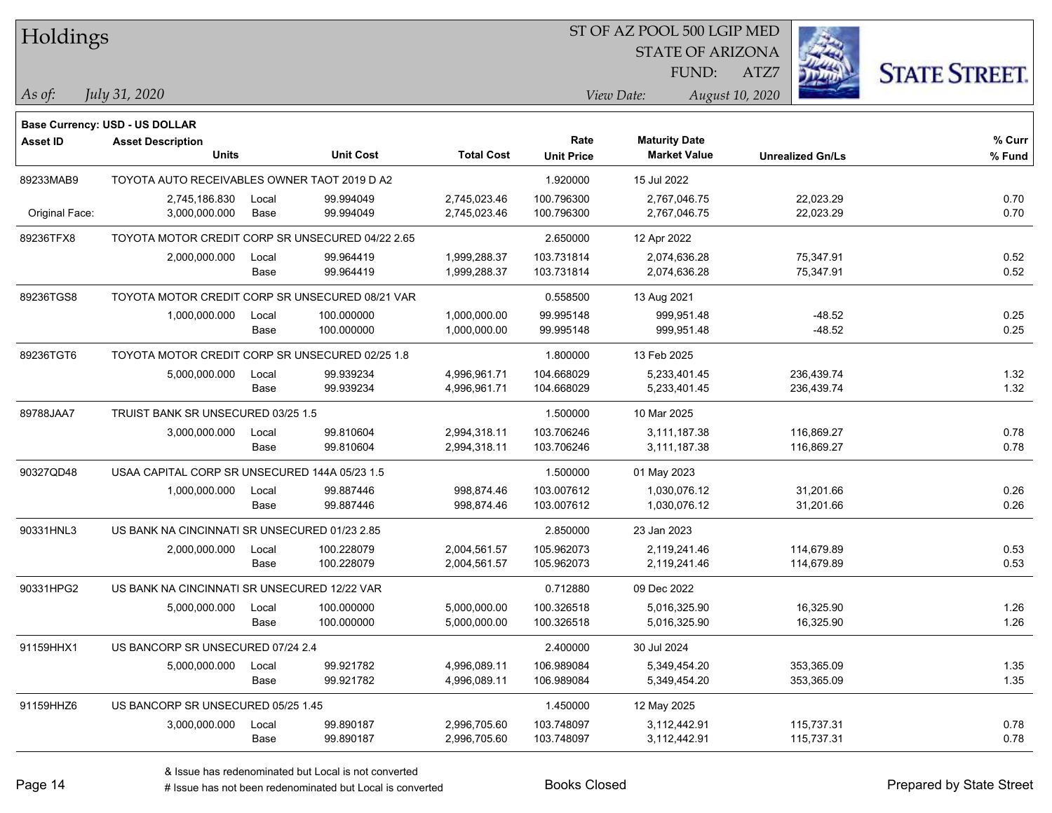# Holdings

ST OF AZ POOL 500 LGIP MED
STATE OF ARIZONA
FUND: ATZ7

*As of: July 31, 2020*

*View Date: August 10, 2020*

**Base Currency: USD - US DOLLAR**

| Asset ID | Asset Description / Units | | Unit Cost | Total Cost | Rate / Unit Price | Maturity Date / Market Value | Unrealized Gn/Ls | % Curr / % Fund |
|---|---|---|---|---|---|---|---|---|
| 89233MAB9 | TOYOTA AUTO RECEIVABLES OWNER TAOT 2019 D A2 | | | | 1.920000 | 15 Jul 2022 | | |
| | 2,745,186.830 | Local | 99.994049 | 2,745,023.46 | 100.796300 | 2,767,046.75 | 22,023.29 | 0.70 |
| Original Face: | 3,000,000.000 | Base | 99.994049 | 2,745,023.46 | 100.796300 | 2,767,046.75 | 22,023.29 | 0.70 |
| 89236TFX8 | TOYOTA MOTOR CREDIT CORP SR UNSECURED 04/22 2.65 | | | | 2.650000 | 12 Apr 2022 | | |
| | 2,000,000.000 | Local | 99.964419 | 1,999,288.37 | 103.731814 | 2,074,636.28 | 75,347.91 | 0.52 |
| | | Base | 99.964419 | 1,999,288.37 | 103.731814 | 2,074,636.28 | 75,347.91 | 0.52 |
| 89236TGS8 | TOYOTA MOTOR CREDIT CORP SR UNSECURED 08/21 VAR | | | | 0.558500 | 13 Aug 2021 | | |
| | 1,000,000.000 | Local | 100.000000 | 1,000,000.00 | 99.995148 | 999,951.48 | -48.52 | 0.25 |
| | | Base | 100.000000 | 1,000,000.00 | 99.995148 | 999,951.48 | -48.52 | 0.25 |
| 89236TGT6 | TOYOTA MOTOR CREDIT CORP SR UNSECURED 02/25 1.8 | | | | 1.800000 | 13 Feb 2025 | | |
| | 5,000,000.000 | Local | 99.939234 | 4,996,961.71 | 104.668029 | 5,233,401.45 | 236,439.74 | 1.32 |
| | | Base | 99.939234 | 4,996,961.71 | 104.668029 | 5,233,401.45 | 236,439.74 | 1.32 |
| 89788JAA7 | TRUIST BANK SR UNSECURED 03/25 1.5 | | | | 1.500000 | 10 Mar 2025 | | |
| | 3,000,000.000 | Local | 99.810604 | 2,994,318.11 | 103.706246 | 3,111,187.38 | 116,869.27 | 0.78 |
| | | Base | 99.810604 | 2,994,318.11 | 103.706246 | 3,111,187.38 | 116,869.27 | 0.78 |
| 90327QD48 | USAA CAPITAL CORP SR UNSECURED 144A 05/23 1.5 | | | | 1.500000 | 01 May 2023 | | |
| | 1,000,000.000 | Local | 99.887446 | 998,874.46 | 103.007612 | 1,030,076.12 | 31,201.66 | 0.26 |
| | | Base | 99.887446 | 998,874.46 | 103.007612 | 1,030,076.12 | 31,201.66 | 0.26 |
| 90331HNL3 | US BANK NA CINCINNATI SR UNSECURED 01/23 2.85 | | | | 2.850000 | 23 Jan 2023 | | |
| | 2,000,000.000 | Local | 100.228079 | 2,004,561.57 | 105.962073 | 2,119,241.46 | 114,679.89 | 0.53 |
| | | Base | 100.228079 | 2,004,561.57 | 105.962073 | 2,119,241.46 | 114,679.89 | 0.53 |
| 90331HPG2 | US BANK NA CINCINNATI SR UNSECURED 12/22 VAR | | | | 0.712880 | 09 Dec 2022 | | |
| | 5,000,000.000 | Local | 100.000000 | 5,000,000.00 | 100.326518 | 5,016,325.90 | 16,325.90 | 1.26 |
| | | Base | 100.000000 | 5,000,000.00 | 100.326518 | 5,016,325.90 | 16,325.90 | 1.26 |
| 91159HHX1 | US BANCORP SR UNSECURED 07/24 2.4 | | | | 2.400000 | 30 Jul 2024 | | |
| | 5,000,000.000 | Local | 99.921782 | 4,996,089.11 | 106.989084 | 5,349,454.20 | 353,365.09 | 1.35 |
| | | Base | 99.921782 | 4,996,089.11 | 106.989084 | 5,349,454.20 | 353,365.09 | 1.35 |
| 91159HHZ6 | US BANCORP SR UNSECURED 05/25 1.45 | | | | 1.450000 | 12 May 2025 | | |
| | 3,000,000.000 | Local | 99.890187 | 2,996,705.60 | 103.748097 | 3,112,442.91 | 115,737.31 | 0.78 |
| | | Base | 99.890187 | 2,996,705.60 | 103.748097 | 3,112,442.91 | 115,737.31 | 0.78 |

& Issue has redenominated but Local is not converted
# Issue has not been redenominated but Local is converted

Books Closed

Prepared by State Street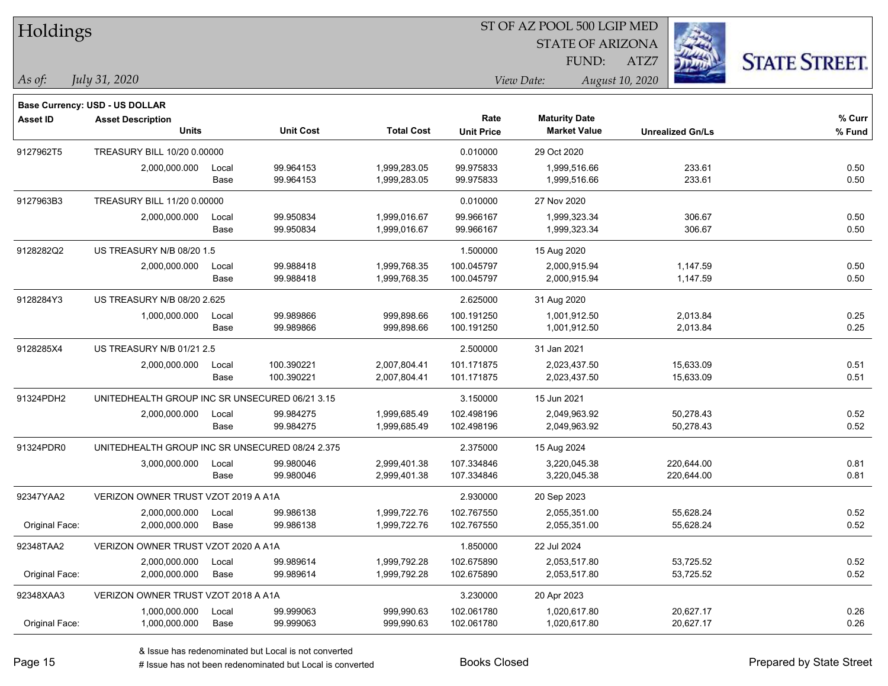# Holdings

ST OF AZ POOL 500 LGIP MED
STATE OF ARIZONA
FUND: ATZ7

*As of:* *July 31, 2020*

*View Date:* *August 10, 2020*

**Base Currency: USD - US DOLLAR**

| Asset ID | Asset Description / Units | | Unit Cost | Total Cost | Rate / Unit Price | Maturity Date / Market Value | Unrealized Gn/Ls | % Curr / % Fund |
|---|---|---|---|---|---|---|---|---|
| 9127962T5 | TREASURY BILL 10/20 0.00000 | | | | 0.010000 | 29 Oct 2020 | | |
| | 2,000,000.000 | Local | 99.964153 | 1,999,283.05 | 99.975833 | 1,999,516.66 | 233.61 | 0.50 |
| | | Base | 99.964153 | 1,999,283.05 | 99.975833 | 1,999,516.66 | 233.61 | 0.50 |
| 9127963B3 | TREASURY BILL 11/20 0.00000 | | | | 0.010000 | 27 Nov 2020 | | |
| | 2,000,000.000 | Local | 99.950834 | 1,999,016.67 | 99.966167 | 1,999,323.34 | 306.67 | 0.50 |
| | | Base | 99.950834 | 1,999,016.67 | 99.966167 | 1,999,323.34 | 306.67 | 0.50 |
| 9128282Q2 | US TREASURY N/B 08/20 1.5 | | | | 1.500000 | 15 Aug 2020 | | |
| | 2,000,000.000 | Local | 99.988418 | 1,999,768.35 | 100.045797 | 2,000,915.94 | 1,147.59 | 0.50 |
| | | Base | 99.988418 | 1,999,768.35 | 100.045797 | 2,000,915.94 | 1,147.59 | 0.50 |
| 9128284Y3 | US TREASURY N/B 08/20 2.625 | | | | 2.625000 | 31 Aug 2020 | | |
| | 1,000,000.000 | Local | 99.989866 | 999,898.66 | 100.191250 | 1,001,912.50 | 2,013.84 | 0.25 |
| | | Base | 99.989866 | 999,898.66 | 100.191250 | 1,001,912.50 | 2,013.84 | 0.25 |
| 9128285X4 | US TREASURY N/B 01/21 2.5 | | | | 2.500000 | 31 Jan 2021 | | |
| | 2,000,000.000 | Local | 100.390221 | 2,007,804.41 | 101.171875 | 2,023,437.50 | 15,633.09 | 0.51 |
| | | Base | 100.390221 | 2,007,804.41 | 101.171875 | 2,023,437.50 | 15,633.09 | 0.51 |
| 91324PDH2 | UNITEDHEALTH GROUP INC SR UNSECURED 06/21 3.15 | | | | 3.150000 | 15 Jun 2021 | | |
| | 2,000,000.000 | Local | 99.984275 | 1,999,685.49 | 102.498196 | 2,049,963.92 | 50,278.43 | 0.52 |
| | | Base | 99.984275 | 1,999,685.49 | 102.498196 | 2,049,963.92 | 50,278.43 | 0.52 |
| 91324PDR0 | UNITEDHEALTH GROUP INC SR UNSECURED 08/24 2.375 | | | | 2.375000 | 15 Aug 2024 | | |
| | 3,000,000.000 | Local | 99.980046 | 2,999,401.38 | 107.334846 | 3,220,045.38 | 220,644.00 | 0.81 |
| | | Base | 99.980046 | 2,999,401.38 | 107.334846 | 3,220,045.38 | 220,644.00 | 0.81 |
| 92347YAA2 | VERIZON OWNER TRUST VZOT 2019 A A1A | | | | 2.930000 | 20 Sep 2023 | | |
| | 2,000,000.000 | Local | 99.986138 | 1,999,722.76 | 102.767550 | 2,055,351.00 | 55,628.24 | 0.52 |
| Original Face: | 2,000,000.000 | Base | 99.986138 | 1,999,722.76 | 102.767550 | 2,055,351.00 | 55,628.24 | 0.52 |
| 92348TAA2 | VERIZON OWNER TRUST VZOT 2020 A A1A | | | | 1.850000 | 22 Jul 2024 | | |
| | 2,000,000.000 | Local | 99.989614 | 1,999,792.28 | 102.675890 | 2,053,517.80 | 53,725.52 | 0.52 |
| Original Face: | 2,000,000.000 | Base | 99.989614 | 1,999,792.28 | 102.675890 | 2,053,517.80 | 53,725.52 | 0.52 |
| 92348XAA3 | VERIZON OWNER TRUST VZOT 2018 A A1A | | | | 3.230000 | 20 Apr 2023 | | |
| | 1,000,000.000 | Local | 99.999063 | 999,990.63 | 102.061780 | 1,020,617.80 | 20,627.17 | 0.26 |
| Original Face: | 1,000,000.000 | Base | 99.999063 | 999,990.63 | 102.061780 | 1,020,617.80 | 20,627.17 | 0.26 |

& Issue has redenominated but Local is not converted
# Issue has not been redenominated but Local is converted

Books Closed

Prepared by State Street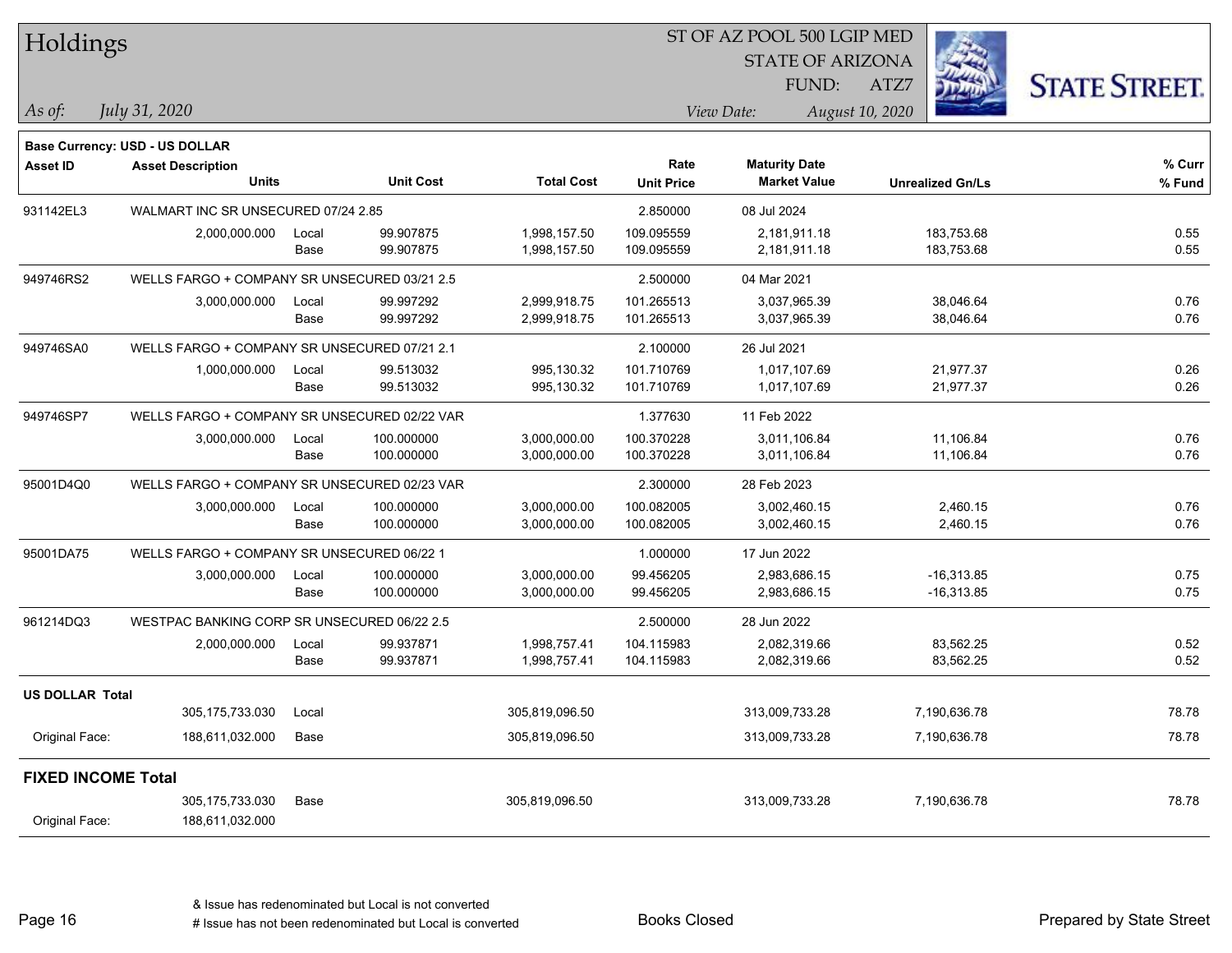# Holdings

ST OF AZ POOL 500 LGIP MED
STATE OF ARIZONA
FUND: ATZ7

*As of:* *July 31, 2020*
*View Date:* *August 10, 2020*

**Base Currency: USD - US DOLLAR**

| Asset ID | Asset Description / Units | | Unit Cost | Total Cost | Rate / Unit Price | Maturity Date / Market Value | Unrealized Gn/Ls | % Curr / % Fund |
|---|---|---|---|---|---|---|---|---|
| 931142EL3 | WALMART INC SR UNSECURED 07/24 2.85 | | | | 2.850000 | 08 Jul 2024 | | |
| | 2,000,000.000 | Local | 99.907875 | 1,998,157.50 | 109.095559 | 2,181,911.18 | 183,753.68 | 0.55 |
| | | Base | 99.907875 | 1,998,157.50 | 109.095559 | 2,181,911.18 | 183,753.68 | 0.55 |
| 949746RS2 | WELLS FARGO + COMPANY SR UNSECURED 03/21 2.5 | | | | 2.500000 | 04 Mar 2021 | | |
| | 3,000,000.000 | Local | 99.997292 | 2,999,918.75 | 101.265513 | 3,037,965.39 | 38,046.64 | 0.76 |
| | | Base | 99.997292 | 2,999,918.75 | 101.265513 | 3,037,965.39 | 38,046.64 | 0.76 |
| 949746SA0 | WELLS FARGO + COMPANY SR UNSECURED 07/21 2.1 | | | | 2.100000 | 26 Jul 2021 | | |
| | 1,000,000.000 | Local | 99.513032 | 995,130.32 | 101.710769 | 1,017,107.69 | 21,977.37 | 0.26 |
| | | Base | 99.513032 | 995,130.32 | 101.710769 | 1,017,107.69 | 21,977.37 | 0.26 |
| 949746SP7 | WELLS FARGO + COMPANY SR UNSECURED 02/22 VAR | | | | 1.377630 | 11 Feb 2022 | | |
| | 3,000,000.000 | Local | 100.000000 | 3,000,000.00 | 100.370228 | 3,011,106.84 | 11,106.84 | 0.76 |
| | | Base | 100.000000 | 3,000,000.00 | 100.370228 | 3,011,106.84 | 11,106.84 | 0.76 |
| 95001D4Q0 | WELLS FARGO + COMPANY SR UNSECURED 02/23 VAR | | | | 2.300000 | 28 Feb 2023 | | |
| | 3,000,000.000 | Local | 100.000000 | 3,000,000.00 | 100.082005 | 3,002,460.15 | 2,460.15 | 0.76 |
| | | Base | 100.000000 | 3,000,000.00 | 100.082005 | 3,002,460.15 | 2,460.15 | 0.76 |
| 95001DA75 | WELLS FARGO + COMPANY SR UNSECURED 06/22 1 | | | | 1.000000 | 17 Jun 2022 | | |
| | 3,000,000.000 | Local | 100.000000 | 3,000,000.00 | 99.456205 | 2,983,686.15 | -16,313.85 | 0.75 |
| | | Base | 100.000000 | 3,000,000.00 | 99.456205 | 2,983,686.15 | -16,313.85 | 0.75 |
| 961214DQ3 | WESTPAC BANKING CORP SR UNSECURED 06/22 2.5 | | | | 2.500000 | 28 Jun 2022 | | |
| | 2,000,000.000 | Local | 99.937871 | 1,998,757.41 | 104.115983 | 2,082,319.66 | 83,562.25 | 0.52 |
| | | Base | 99.937871 | 1,998,757.41 | 104.115983 | 2,082,319.66 | 83,562.25 | 0.52 |
| **US DOLLAR Total** | | | | | | | | |
| | 305,175,733.030 | Local | | 305,819,096.50 | | 313,009,733.28 | 7,190,636.78 | 78.78 |
| Original Face: | 188,611,032.000 | Base | | 305,819,096.50 | | 313,009,733.28 | 7,190,636.78 | 78.78 |
| **FIXED INCOME Total** | | | | | | | | |
| | 305,175,733.030 | Base | | 305,819,096.50 | | 313,009,733.28 | 7,190,636.78 | 78.78 |
| Original Face: | 188,611,032.000 | | | | | | | |

& Issue has redenominated but Local is not converted
# Issue has not been redenominated but Local is converted

Books Closed

Prepared by State Street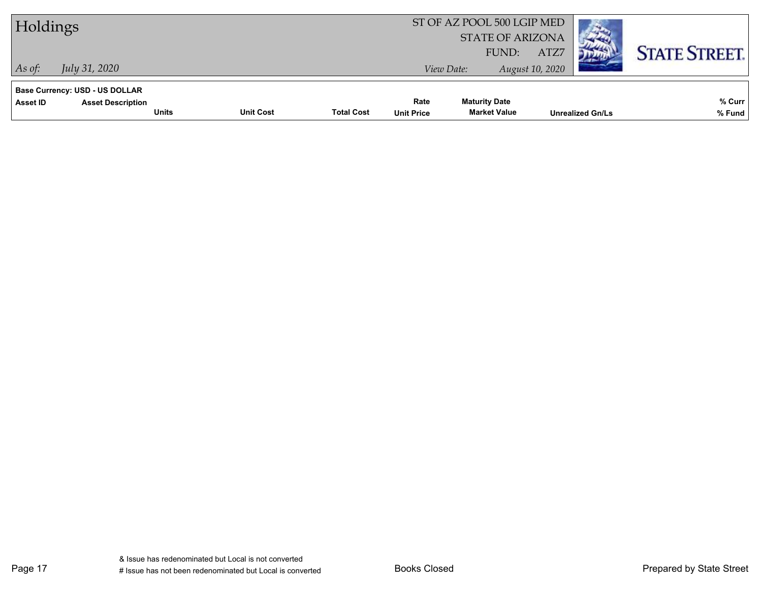# Holdings

ST OF AZ POOL 500 LGIP MED
STATE OF ARIZONA
FUND: ATZ7

*As of:* *July 31, 2020*

*View Date:* *August 10, 2020*

**Base Currency: USD - US DOLLAR**

| Asset ID | Asset Description | Units | Unit Cost | Total Cost | Rate / Unit Price | Maturity Date / Market Value | Unrealized Gn/Ls | % Curr / % Fund |
|---|---|---|---|---|---|---|---|---|

& Issue has redenominated but Local is not converted
# Issue has not been redenominated but Local is converted

Books Closed

Prepared by State Street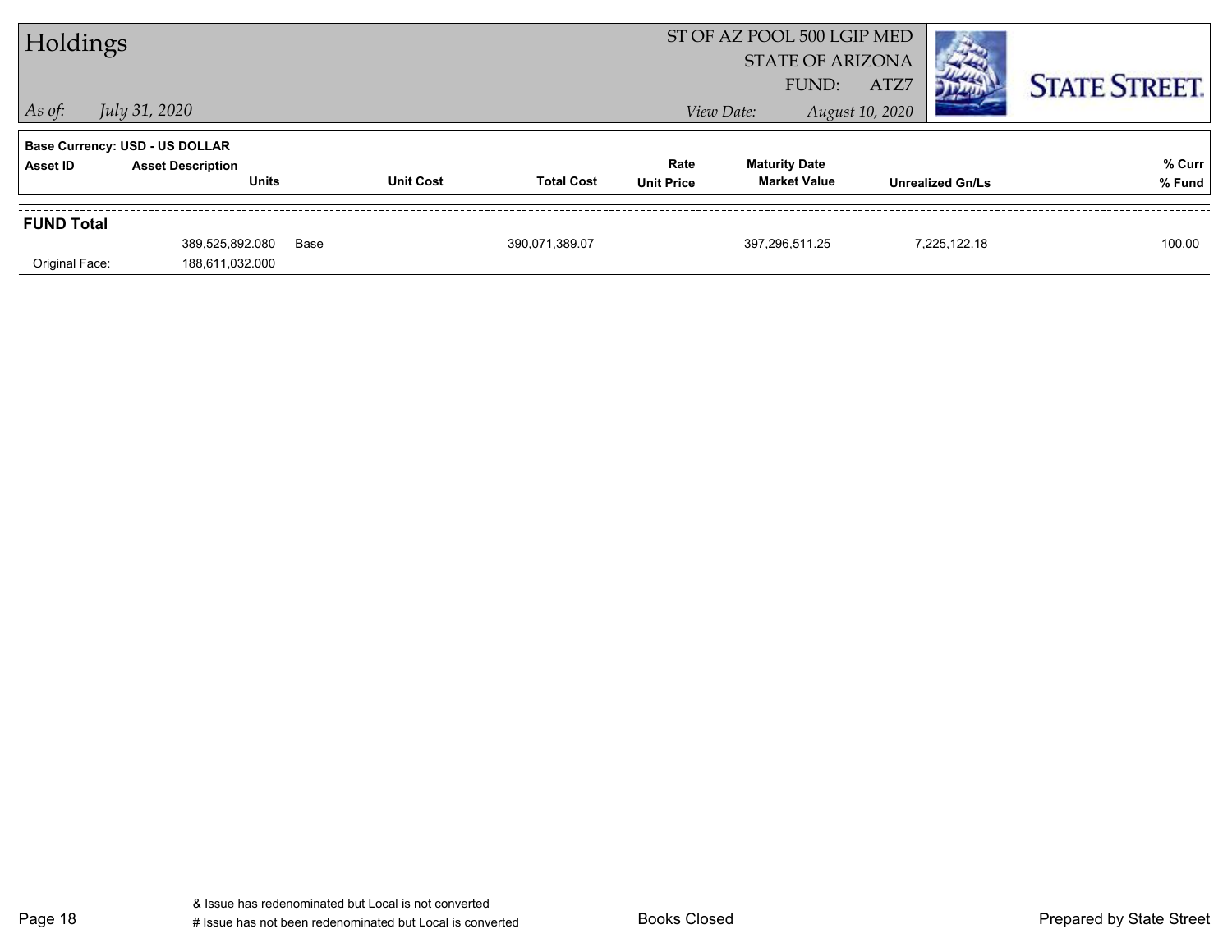# Holdings

ST OF AZ POOL 500 LGIP MED
STATE OF ARIZONA
FUND: ATZ7

*As of: July 31, 2020*

*View Date: August 10, 2020*

**Base Currency: USD - US DOLLAR**

| Asset ID | Asset Description / Units | | Unit Cost | Total Cost | Rate / Unit Price | Maturity Date / Market Value | Unrealized Gn/Ls | % Curr / % Fund |
|---|---|---|---|---|---|---|---|---|
| **FUND Total** | | | | | | | | |
| | 389,525,892.080 | Base | | 390,071,389.07 | | 397,296,511.25 | 7,225,122.18 | 100.00 |
| Original Face: | 188,611,032.000 | | | | | | | |

& Issue has redenominated but Local is not converted
# Issue has not been redenominated but Local is converted

Books Closed

Prepared by State Street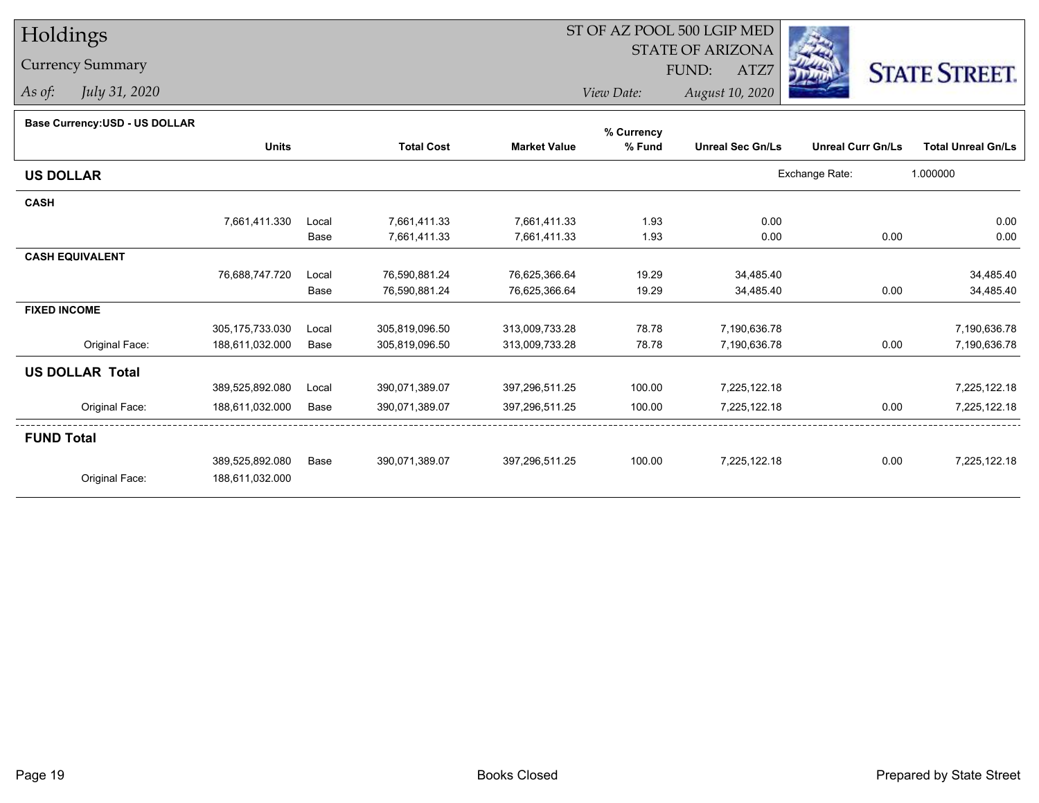# Holdings

## Currency Summary

*As of:* *July 31, 2020*

ST OF AZ POOL 500 LGIP MED
STATE OF ARIZONA
FUND: ATZ7

*View Date:* *August 10, 2020*

STATE STREET.

**Base Currency:USD - US DOLLAR**

| | Units | | Total Cost | Market Value | % Currency % Fund | Unreal Sec Gn/Ls | Unreal Curr Gn/Ls | Total Unreal Gn/Ls |
|---|---|---|---|---|---|---|---|---|
| **US DOLLAR** | | | | | | | Exchange Rate: | 1.000000 |
| **CASH** | | | | | | | | |
| | 7,661,411.330 | Local | 7,661,411.33 | 7,661,411.33 | 1.93 | 0.00 | | 0.00 |
| | | Base | 7,661,411.33 | 7,661,411.33 | 1.93 | 0.00 | 0.00 | 0.00 |
| **CASH EQUIVALENT** | | | | | | | | |
| | 76,688,747.720 | Local | 76,590,881.24 | 76,625,366.64 | 19.29 | 34,485.40 | | 34,485.40 |
| | | Base | 76,590,881.24 | 76,625,366.64 | 19.29 | 34,485.40 | 0.00 | 34,485.40 |
| **FIXED INCOME** | | | | | | | | |
| | 305,175,733.030 | Local | 305,819,096.50 | 313,009,733.28 | 78.78 | 7,190,636.78 | | 7,190,636.78 |
| Original Face: | 188,611,032.000 | Base | 305,819,096.50 | 313,009,733.28 | 78.78 | 7,190,636.78 | 0.00 | 7,190,636.78 |
| **US DOLLAR Total** | | | | | | | | |
| | 389,525,892.080 | Local | 390,071,389.07 | 397,296,511.25 | 100.00 | 7,225,122.18 | | 7,225,122.18 |
| Original Face: | 188,611,032.000 | Base | 390,071,389.07 | 397,296,511.25 | 100.00 | 7,225,122.18 | 0.00 | 7,225,122.18 |
| **FUND Total** | | | | | | | | |
| | 389,525,892.080 | Base | 390,071,389.07 | 397,296,511.25 | 100.00 | 7,225,122.18 | 0.00 | 7,225,122.18 |
| Original Face: | 188,611,032.000 | | | | | | | |

Books Closed

Prepared by State Street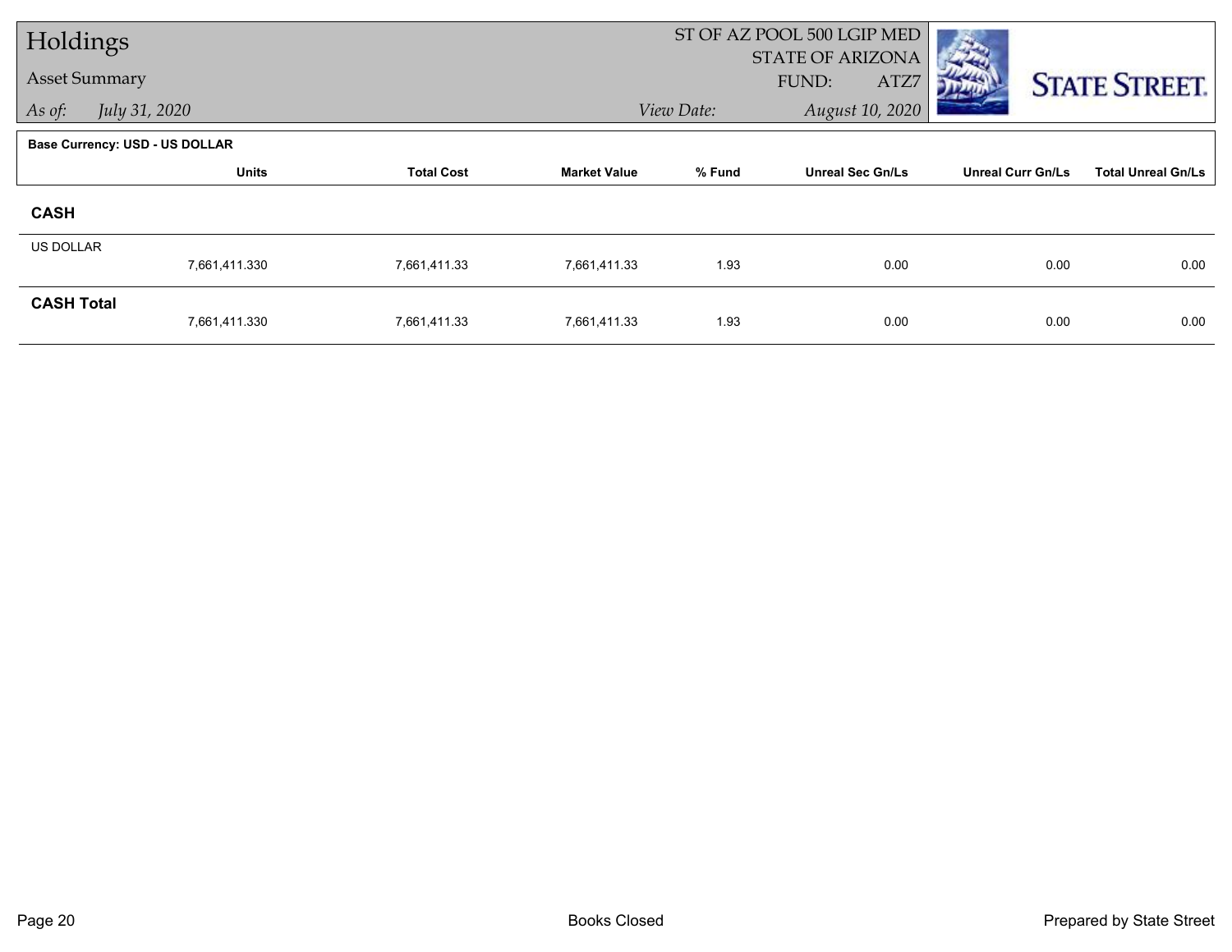# Holdings

## Asset Summary

*As of:* *July 31, 2020*

ST OF AZ POOL 500 LGIP MED
STATE OF ARIZONA
FUND: ATZ7

*View Date:* *August 10, 2020*

STATE STREET.

**Base Currency: USD - US DOLLAR**

| | Units | Total Cost | Market Value | % Fund | Unreal Sec Gn/Ls | Unreal Curr Gn/Ls | Total Unreal Gn/Ls |
|---|---|---|---|---|---|---|---|
| **CASH** | | | | | | | |
| US DOLLAR | 7,661,411.330 | 7,661,411.33 | 7,661,411.33 | 1.93 | 0.00 | 0.00 | 0.00 |
| **CASH Total** | 7,661,411.330 | 7,661,411.33 | 7,661,411.33 | 1.93 | 0.00 | 0.00 | 0.00 |

Books Closed

Prepared by State Street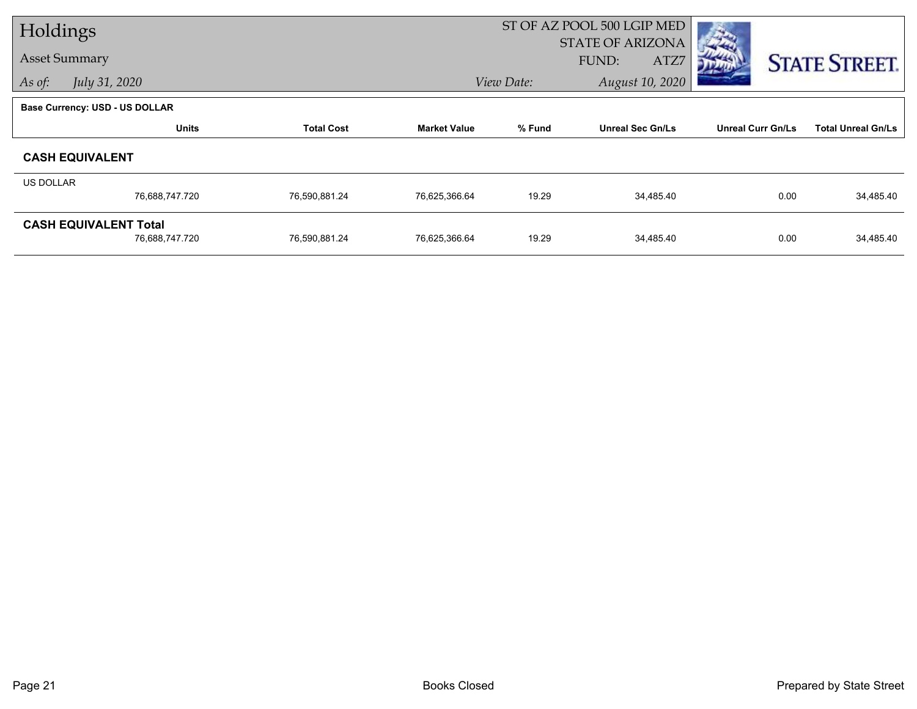# Holdings

## Asset Summary

*As of:* *July 31, 2020*

ST OF AZ POOL 500 LGIP MED
STATE OF ARIZONA
FUND: ATZ7

*View Date:* *August 10, 2020*

**Base Currency: USD - US DOLLAR**

| | Units | Total Cost | Market Value | % Fund | Unreal Sec Gn/Ls | Unreal Curr Gn/Ls | Total Unreal Gn/Ls |
|---|---|---|---|---|---|---|---|
| **CASH EQUIVALENT** | | | | | | | |
| US DOLLAR | 76,688,747.720 | 76,590,881.24 | 76,625,366.64 | 19.29 | 34,485.40 | 0.00 | 34,485.40 |
| **CASH EQUIVALENT Total** | 76,688,747.720 | 76,590,881.24 | 76,625,366.64 | 19.29 | 34,485.40 | 0.00 | 34,485.40 |

Books Closed

Prepared by State Street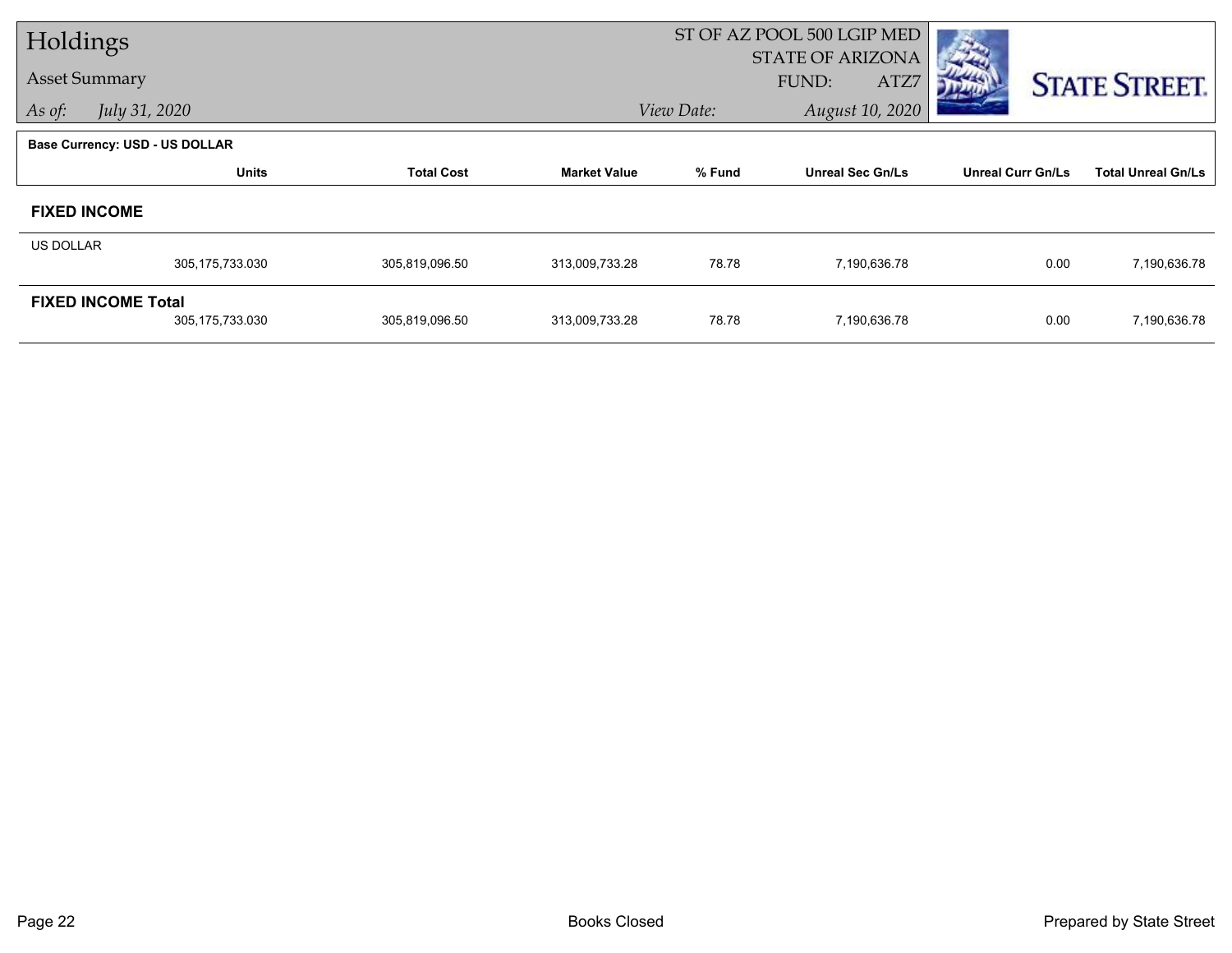# Holdings

## Asset Summary

*As of:* *July 31, 2020*

ST OF AZ POOL 500 LGIP MED
STATE OF ARIZONA
FUND: ATZ7

*View Date:* *August 10, 2020*

**Base Currency: USD - US DOLLAR**

| | Units | Total Cost | Market Value | % Fund | Unreal Sec Gn/Ls | Unreal Curr Gn/Ls | Total Unreal Gn/Ls |
|---|---|---|---|---|---|---|---|
| **FIXED INCOME** | | | | | | | |
| US DOLLAR | 305,175,733.030 | 305,819,096.50 | 313,009,733.28 | 78.78 | 7,190,636.78 | 0.00 | 7,190,636.78 |
| **FIXED INCOME Total** | 305,175,733.030 | 305,819,096.50 | 313,009,733.28 | 78.78 | 7,190,636.78 | 0.00 | 7,190,636.78 |

Books Closed

Prepared by State Street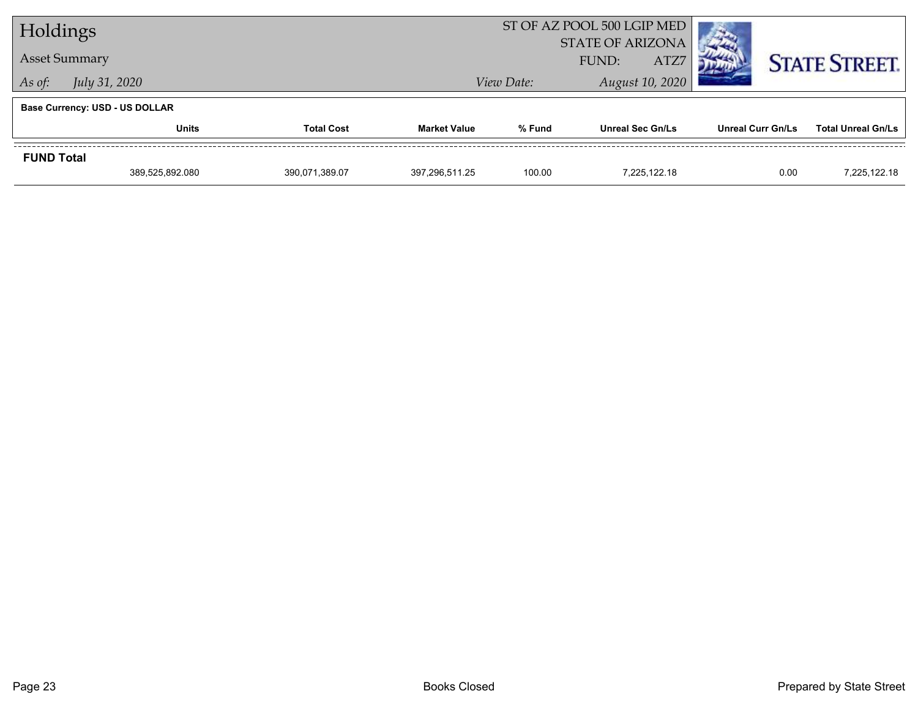# Holdings

## Asset Summary

*As of:* *July 31, 2020*

ST OF AZ POOL 500 LGIP MED
STATE OF ARIZONA
FUND: ATZ7
*View Date:* *August 10, 2020*

STATE STREET.

**Base Currency: USD - US DOLLAR**

| | Units | Total Cost | Market Value | % Fund | Unreal Sec Gn/Ls | Unreal Curr Gn/Ls | Total Unreal Gn/Ls |
|---|---|---|---|---|---|---|---|
| **FUND Total** | 389,525,892.080 | 390,071,389.07 | 397,296,511.25 | 100.00 | 7,225,122.18 | 0.00 | 7,225,122.18 |

Books Closed

Prepared by State Street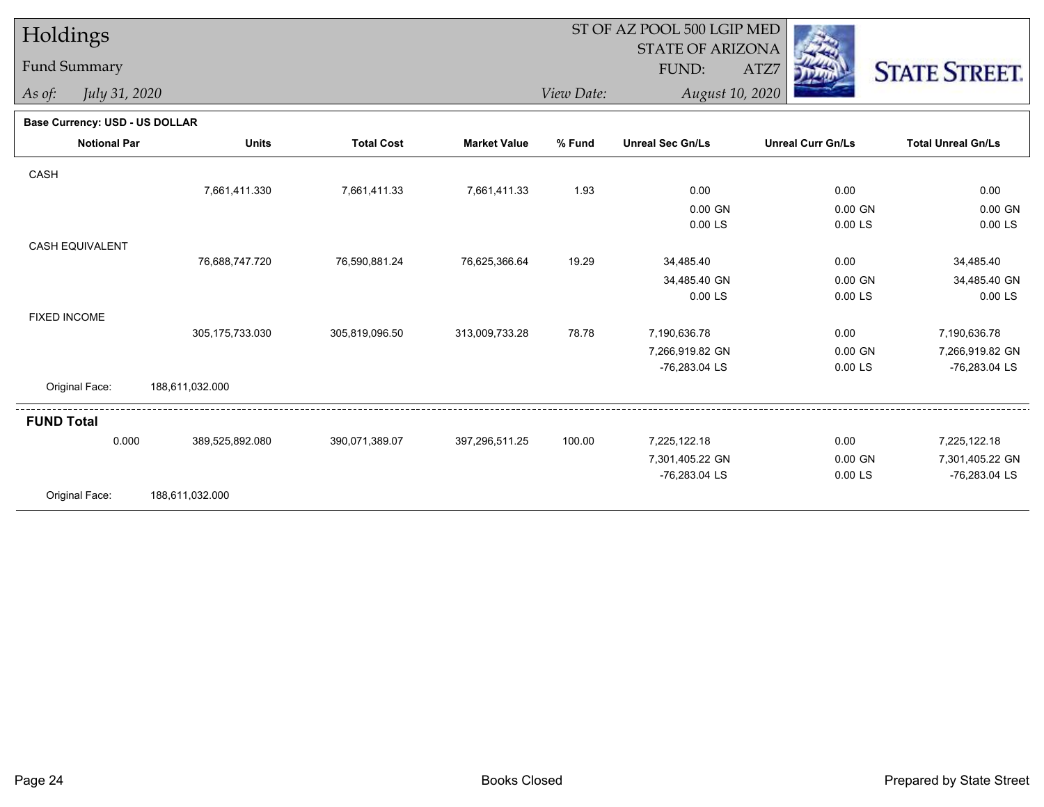# Holdings

Fund Summary

*As of:* *July 31, 2020*

ST OF AZ POOL 500 LGIP MED
STATE OF ARIZONA
FUND: ATZ7

*View Date:* *August 10, 2020*

STATE STREET.

**Base Currency: USD - US DOLLAR**

| Notional Par | Units | Total Cost | Market Value | % Fund | Unreal Sec Gn/Ls | Unreal Curr Gn/Ls | Total Unreal Gn/Ls |
|---|---|---|---|---|---|---|---|
| CASH | | | | | | | |
| | 7,661,411.330 | 7,661,411.33 | 7,661,411.33 | 1.93 | 0.00 | 0.00 | 0.00 |
| | | | | | 0.00 GN | 0.00 GN | 0.00 GN |
| | | | | | 0.00 LS | 0.00 LS | 0.00 LS |
| CASH EQUIVALENT | | | | | | | |
| | 76,688,747.720 | 76,590,881.24 | 76,625,366.64 | 19.29 | 34,485.40 | 0.00 | 34,485.40 |
| | | | | | 34,485.40 GN | 0.00 GN | 34,485.40 GN |
| | | | | | 0.00 LS | 0.00 LS | 0.00 LS |
| FIXED INCOME | | | | | | | |
| | 305,175,733.030 | 305,819,096.50 | 313,009,733.28 | 78.78 | 7,190,636.78 | 0.00 | 7,190,636.78 |
| | | | | | 7,266,919.82 GN | 0.00 GN | 7,266,919.82 GN |
| | | | | | -76,283.04 LS | 0.00 LS | -76,283.04 LS |
| Original Face: | 188,611,032.000 | | | | | | |
| **FUND Total** | | | | | | | |
| 0.000 | 389,525,892.080 | 390,071,389.07 | 397,296,511.25 | 100.00 | 7,225,122.18 | 0.00 | 7,225,122.18 |
| | | | | | 7,301,405.22 GN | 0.00 GN | 7,301,405.22 GN |
| | | | | | -76,283.04 LS | 0.00 LS | -76,283.04 LS |
| Original Face: | 188,611,032.000 | | | | | | |

Books Closed

Prepared by State Street